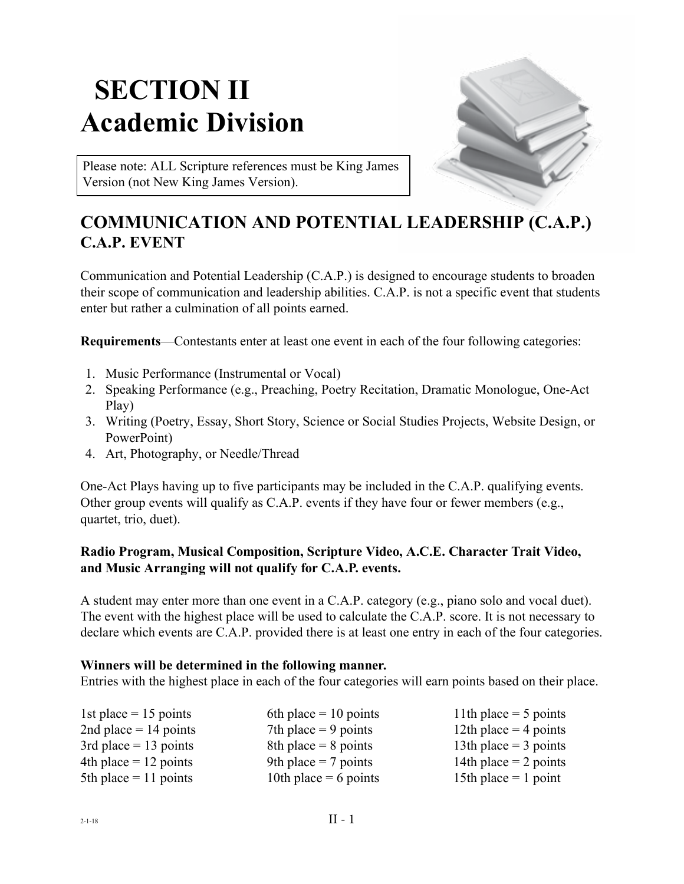# SECTION II
# Academic Division

Please note: ALL Scripture references must be King James Version (not New King James Version).

## COMMUNICATION AND POTENTIAL LEADERSHIP (C.A.P.)
### C.A.P. EVENT

Communication and Potential Leadership (C.A.P.) is designed to encourage students to broaden their scope of communication and leadership abilities. C.A.P. is not a specific event that students enter but rather a culmination of all points earned.

**Requirements**—Contestants enter at least one event in each of the four following categories:

1. Music Performance (Instrumental or Vocal)
2. Speaking Performance (e.g., Preaching, Poetry Recitation, Dramatic Monologue, One-Act Play)
3. Writing (Poetry, Essay, Short Story, Science or Social Studies Projects, Website Design, or PowerPoint)
4. Art, Photography, or Needle/Thread

One-Act Plays having up to five participants may be included in the C.A.P. qualifying events. Other group events will qualify as C.A.P. events if they have four or fewer members (e.g., quartet, trio, duet).

**Radio Program, Musical Composition, Scripture Video, A.C.E. Character Trait Video, and Music Arranging will not qualify for C.A.P. events.**

A student may enter more than one event in a C.A.P. category (e.g., piano solo and vocal duet). The event with the highest place will be used to calculate the C.A.P. score. It is not necessary to declare which events are C.A.P. provided there is at least one entry in each of the four categories.

**Winners will be determined in the following manner.**
Entries with the highest place in each of the four categories will earn points based on their place.

1st place = 15 points
2nd place = 14 points
3rd place = 13 points
4th place = 12 points
5th place = 11 points
6th place = 10 points
7th place = 9 points
8th place = 8 points
9th place = 7 points
10th place = 6 points
11th place = 5 points
12th place = 4 points
13th place = 3 points
14th place = 2 points
15th place = 1 point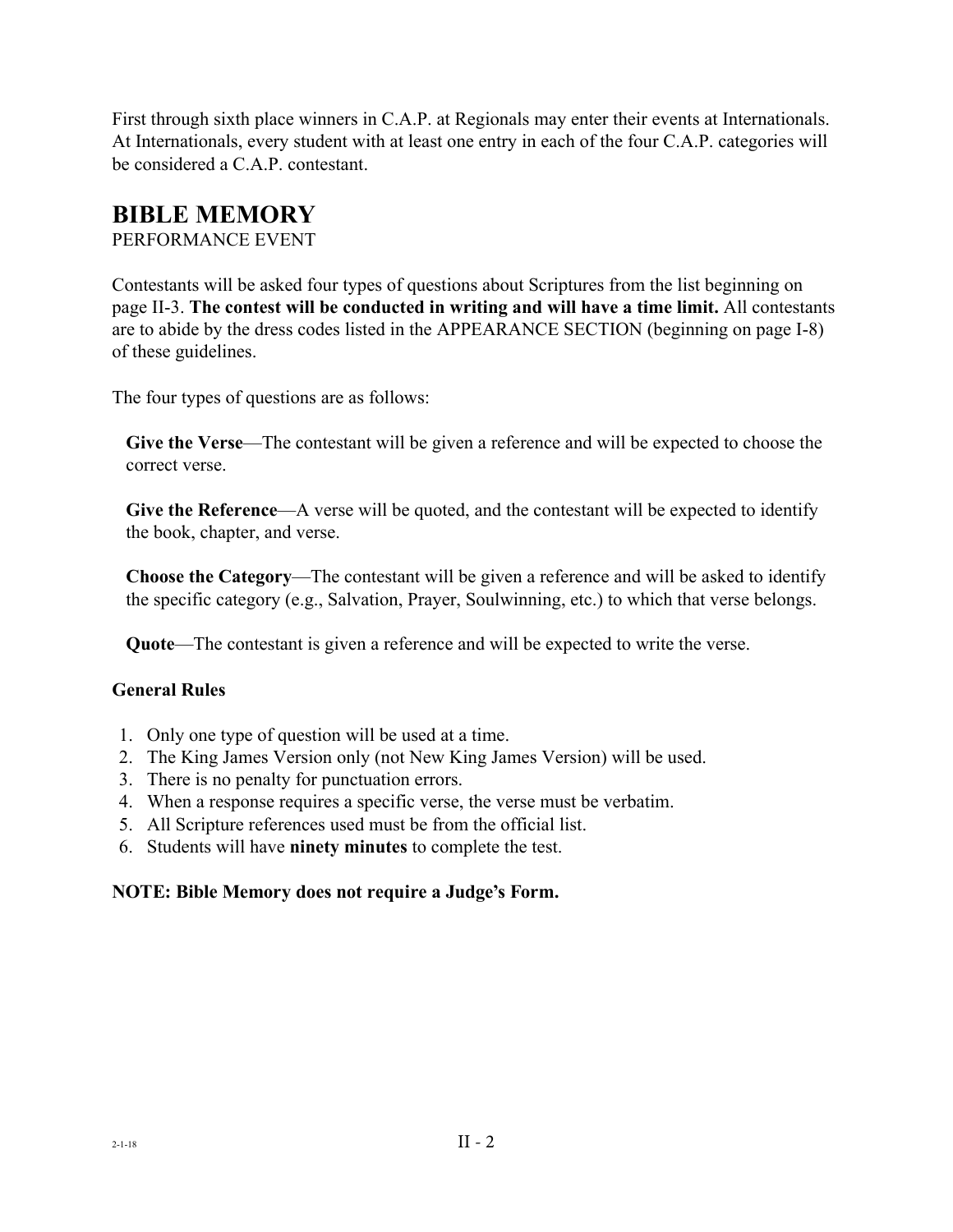First through sixth place winners in C.A.P. at Regionals may enter their events at Internationals. At Internationals, every student with at least one entry in each of the four C.A.P. categories will be considered a C.A.P. contestant.

# BIBLE MEMORY

PERFORMANCE EVENT

Contestants will be asked four types of questions about Scriptures from the list beginning on page II-3. **The contest will be conducted in writing and will have a time limit.** All contestants are to abide by the dress codes listed in the APPEARANCE SECTION (beginning on page I-8) of these guidelines.

The four types of questions are as follows:

**Give the Verse**—The contestant will be given a reference and will be expected to choose the correct verse.

**Give the Reference**—A verse will be quoted, and the contestant will be expected to identify the book, chapter, and verse.

**Choose the Category**—The contestant will be given a reference and will be asked to identify the specific category (e.g., Salvation, Prayer, Soulwinning, etc.) to which that verse belongs.

**Quote**—The contestant is given a reference and will be expected to write the verse.

### General Rules

1. Only one type of question will be used at a time.
2. The King James Version only (not New King James Version) will be used.
3. There is no penalty for punctuation errors.
4. When a response requires a specific verse, the verse must be verbatim.
5. All Scripture references used must be from the official list.
6. Students will have **ninety minutes** to complete the test.

**NOTE: Bible Memory does not require a Judge's Form.**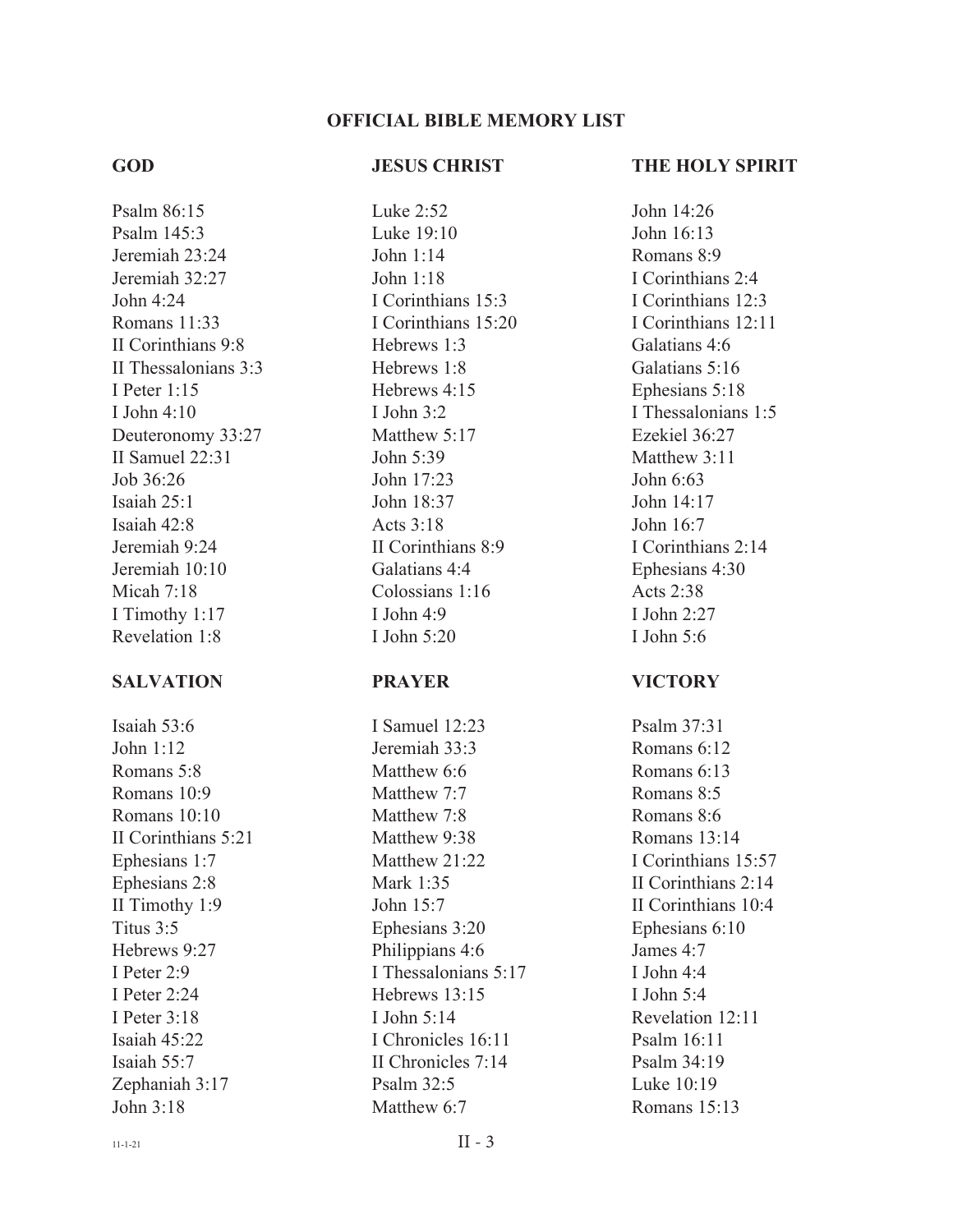# OFFICIAL BIBLE MEMORY LIST

## GOD

Psalm 86:15
Psalm 145:3
Jeremiah 23:24
Jeremiah 32:27
John 4:24
Romans 11:33
II Corinthians 9:8
II Thessalonians 3:3
I Peter 1:15
I John 4:10
Deuteronomy 33:27
II Samuel 22:31
Job 36:26
Isaiah 25:1
Isaiah 42:8
Jeremiah 9:24
Jeremiah 10:10
Micah 7:18
I Timothy 1:17
Revelation 1:8

## JESUS CHRIST

Luke 2:52
Luke 19:10
John 1:14
John 1:18
I Corinthians 15:3
I Corinthians 15:20
Hebrews 1:3
Hebrews 1:8
Hebrews 4:15
I John 3:2
Matthew 5:17
John 5:39
John 17:23
John 18:37
Acts 3:18
II Corinthians 8:9
Galatians 4:4
Colossians 1:16
I John 4:9
I John 5:20

## THE HOLY SPIRIT

John 14:26
John 16:13
Romans 8:9
I Corinthians 2:4
I Corinthians 12:3
I Corinthians 12:11
Galatians 4:6
Galatians 5:16
Ephesians 5:18
I Thessalonians 1:5
Ezekiel 36:27
Matthew 3:11
John 6:63
John 14:17
John 16:7
I Corinthians 2:14
Ephesians 4:30
Acts 2:38
I John 2:27
I John 5:6

## SALVATION

Isaiah 53:6
John 1:12
Romans 5:8
Romans 10:9
Romans 10:10
II Corinthians 5:21
Ephesians 1:7
Ephesians 2:8
II Timothy 1:9
Titus 3:5
Hebrews 9:27
I Peter 2:9
I Peter 2:24
I Peter 3:18
Isaiah 45:22
Isaiah 55:7
Zephaniah 3:17
John 3:18

## PRAYER

I Samuel 12:23
Jeremiah 33:3
Matthew 6:6
Matthew 7:7
Matthew 7:8
Matthew 9:38
Matthew 21:22
Mark 1:35
John 15:7
Ephesians 3:20
Philippians 4:6
I Thessalonians 5:17
Hebrews 13:15
I John 5:14
I Chronicles 16:11
II Chronicles 7:14
Psalm 32:5
Matthew 6:7

## VICTORY

Psalm 37:31
Romans 6:12
Romans 6:13
Romans 8:5
Romans 8:6
Romans 13:14
I Corinthians 15:57
II Corinthians 2:14
II Corinthians 10:4
Ephesians 6:10
James 4:7
I John 4:4
I John 5:4
Revelation 12:11
Psalm 16:11
Psalm 34:19
Luke 10:19
Romans 15:13

11-1-21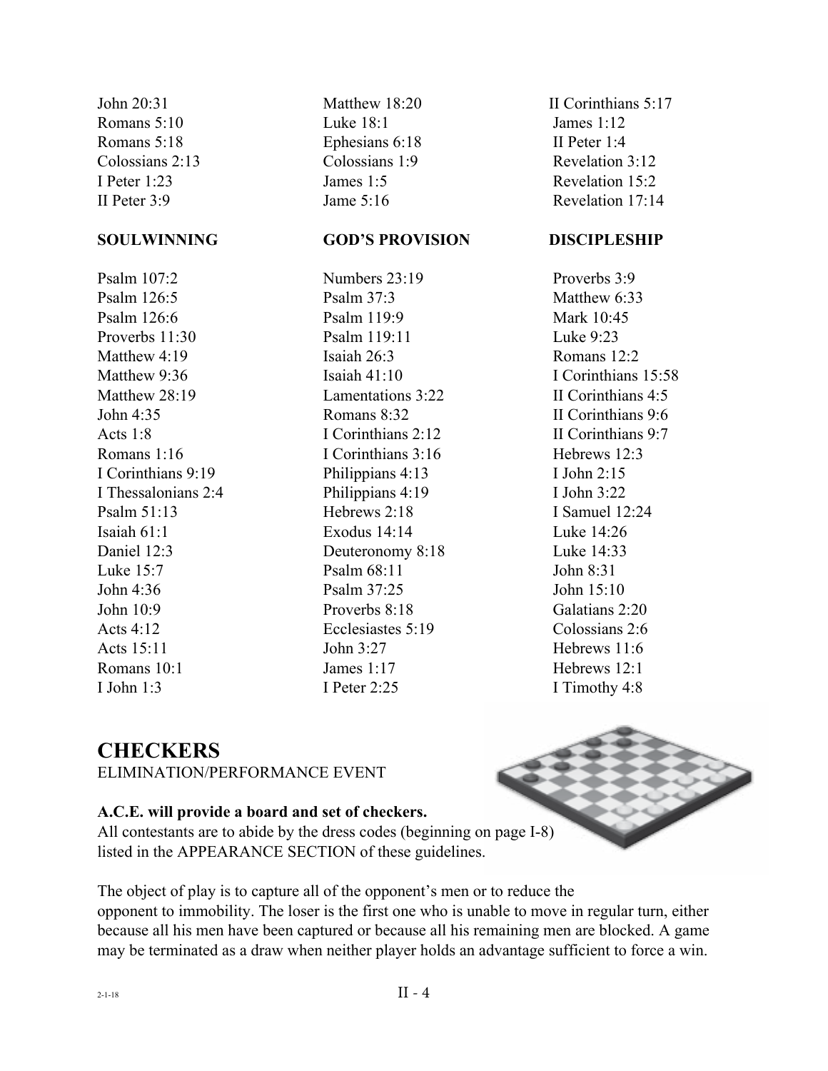John 20:31
Romans 5:10
Romans 5:18
Colossians 2:13
I Peter 1:23
II Peter 3:9

Matthew 18:20
Luke 18:1
Ephesians 6:18
Colossians 1:9
James 1:5
Jame 5:16

II Corinthians 5:17
James 1:12
II Peter 1:4
Revelation 3:12
Revelation 15:2
Revelation 17:14

**SOULWINNING**

Psalm 107:2
Psalm 126:5
Psalm 126:6
Proverbs 11:30
Matthew 4:19
Matthew 9:36
Matthew 28:19
John 4:35
Acts 1:8
Romans 1:16
I Corinthians 9:19
I Thessalonians 2:4
Psalm 51:13
Isaiah 61:1
Daniel 12:3
Luke 15:7
John 4:36
John 10:9
Acts 4:12
Acts 15:11
Romans 10:1
I John 1:3

**GOD'S PROVISION**

Numbers 23:19
Psalm 37:3
Psalm 119:9
Psalm 119:11
Isaiah 26:3
Isaiah 41:10
Lamentations 3:22
Romans 8:32
I Corinthians 2:12
I Corinthians 3:16
Philippians 4:13
Philippians 4:19
Hebrews 2:18
Exodus 14:14
Deuteronomy 8:18
Psalm 68:11
Psalm 37:25
Proverbs 8:18
Ecclesiastes 5:19
John 3:27
James 1:17
I Peter 2:25

**DISCIPLESHIP**

Proverbs 3:9
Matthew 6:33
Mark 10:45
Luke 9:23
Romans 12:2
I Corinthians 15:58
II Corinthians 4:5
II Corinthians 9:6
II Corinthians 9:7
Hebrews 12:3
I John 2:15
I John 3:22
I Samuel 12:24
Luke 14:26
Luke 14:33
John 8:31
John 15:10
Galatians 2:20
Colossians 2:6
Hebrews 11:6
Hebrews 12:1
I Timothy 4:8

# CHECKERS

ELIMINATION/PERFORMANCE EVENT

**A.C.E. will provide a board and set of checkers.**
All contestants are to abide by the dress codes (beginning on page I-8) listed in the APPEARANCE SECTION of these guidelines.

The object of play is to capture all of the opponent's men or to reduce the opponent to immobility. The loser is the first one who is unable to move in regular turn, either because all his men have been captured or because all his remaining men are blocked. A game may be terminated as a draw when neither player holds an advantage sufficient to force a win.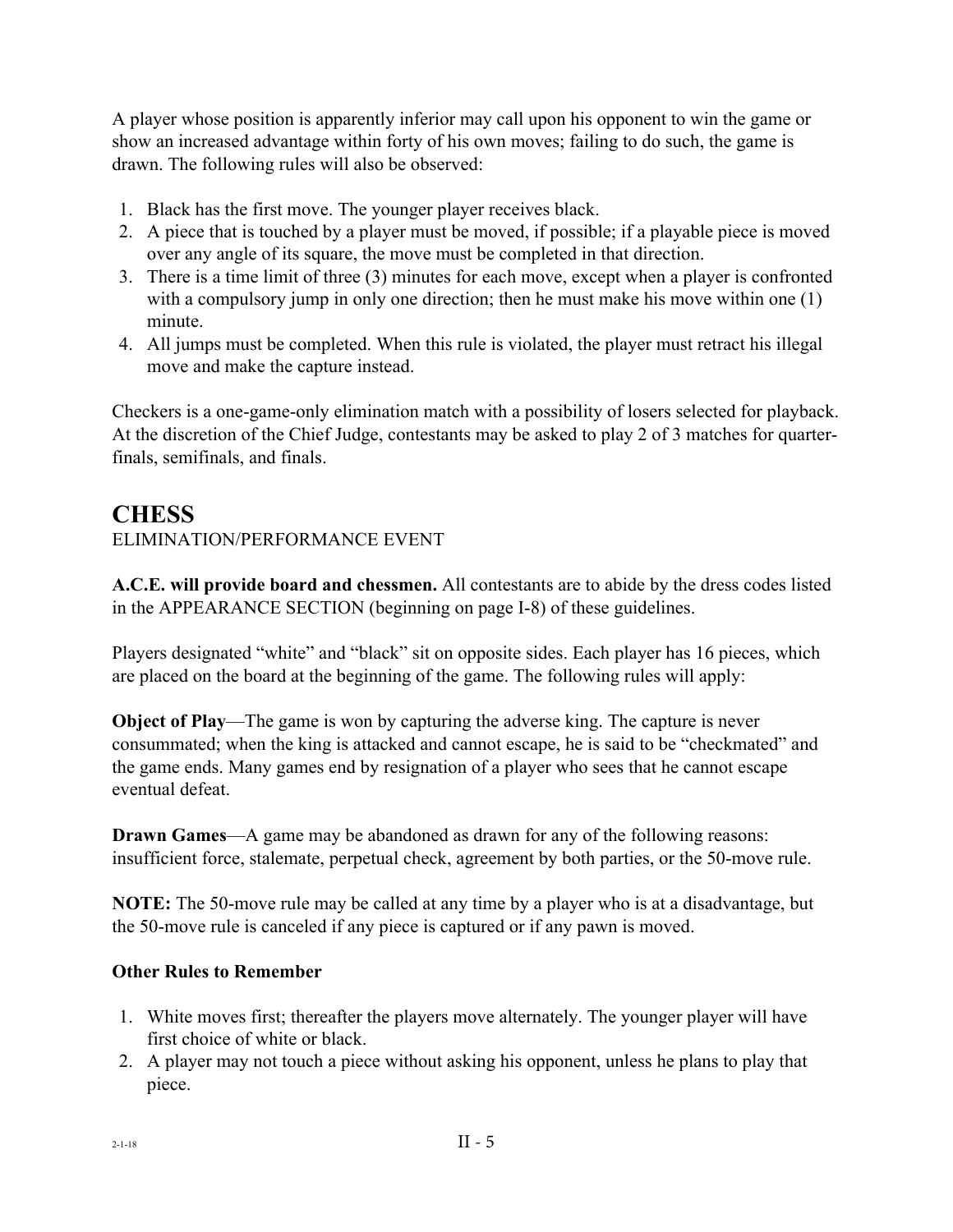A player whose position is apparently inferior may call upon his opponent to win the game or show an increased advantage within forty of his own moves; failing to do such, the game is drawn. The following rules will also be observed:

1. Black has the first move. The younger player receives black.
2. A piece that is touched by a player must be moved, if possible; if a playable piece is moved over any angle of its square, the move must be completed in that direction.
3. There is a time limit of three (3) minutes for each move, except when a player is confronted with a compulsory jump in only one direction; then he must make his move within one (1) minute.
4. All jumps must be completed. When this rule is violated, the player must retract his illegal move and make the capture instead.

Checkers is a one-game-only elimination match with a possibility of losers selected for playback. At the discretion of the Chief Judge, contestants may be asked to play 2 of 3 matches for quarter-finals, semifinals, and finals.

# CHESS

ELIMINATION/PERFORMANCE EVENT

**A.C.E. will provide board and chessmen.** All contestants are to abide by the dress codes listed in the APPEARANCE SECTION (beginning on page I-8) of these guidelines.

Players designated "white" and "black" sit on opposite sides. Each player has 16 pieces, which are placed on the board at the beginning of the game. The following rules will apply:

**Object of Play**—The game is won by capturing the adverse king. The capture is never consummated; when the king is attacked and cannot escape, he is said to be "checkmated" and the game ends. Many games end by resignation of a player who sees that he cannot escape eventual defeat.

**Drawn Games**—A game may be abandoned as drawn for any of the following reasons: insufficient force, stalemate, perpetual check, agreement by both parties, or the 50-move rule.

**NOTE:** The 50-move rule may be called at any time by a player who is at a disadvantage, but the 50-move rule is canceled if any piece is captured or if any pawn is moved.

**Other Rules to Remember**

1. White moves first; thereafter the players move alternately. The younger player will have first choice of white or black.
2. A player may not touch a piece without asking his opponent, unless he plans to play that piece.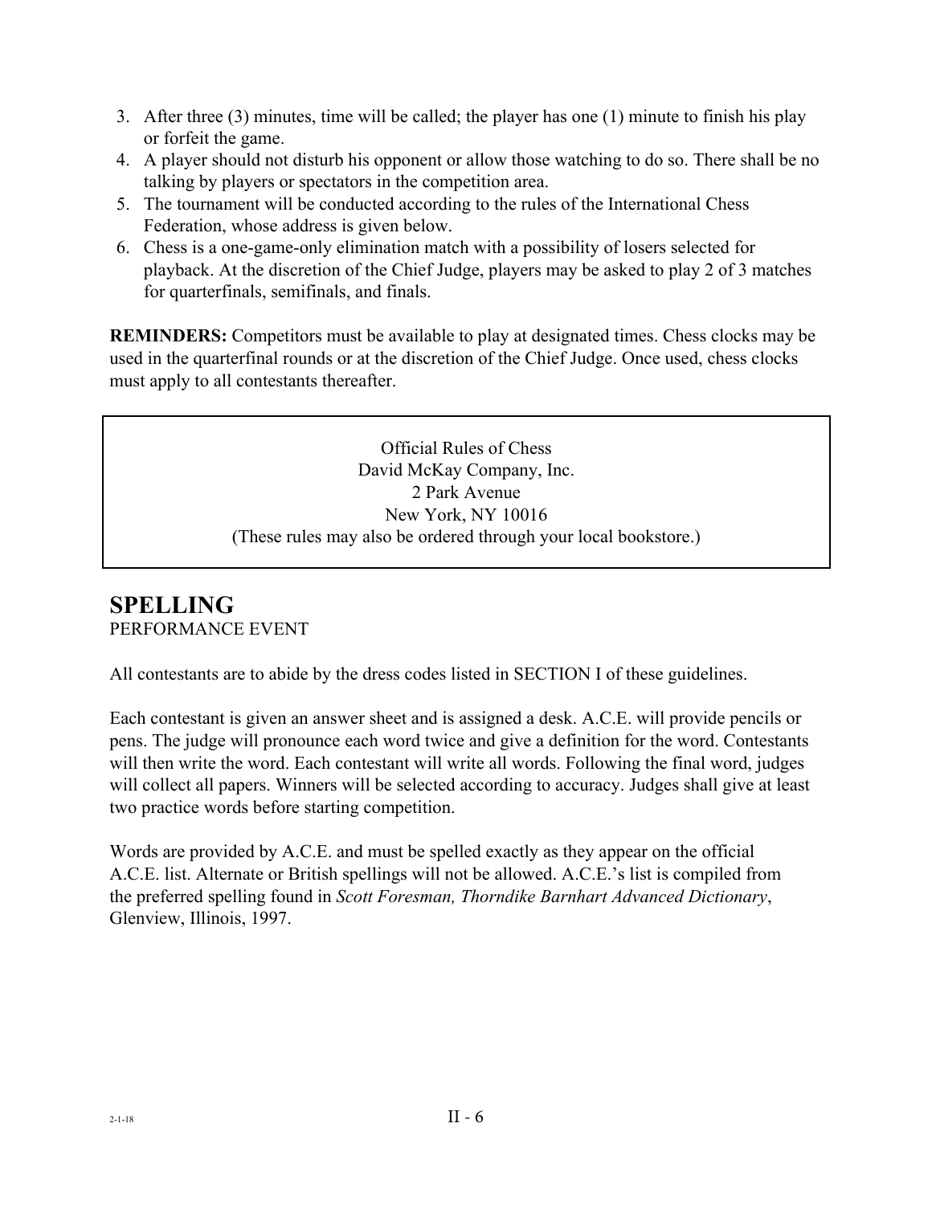3. After three (3) minutes, time will be called; the player has one (1) minute to finish his play or forfeit the game.
4. A player should not disturb his opponent or allow those watching to do so. There shall be no talking by players or spectators in the competition area.
5. The tournament will be conducted according to the rules of the International Chess Federation, whose address is given below.
6. Chess is a one-game-only elimination match with a possibility of losers selected for playback. At the discretion of the Chief Judge, players may be asked to play 2 of 3 matches for quarterfinals, semifinals, and finals.

**REMINDERS:** Competitors must be available to play at designated times. Chess clocks may be used in the quarterfinal rounds or at the discretion of the Chief Judge. Once used, chess clocks must apply to all contestants thereafter.

> Official Rules of Chess
> David McKay Company, Inc.
> 2 Park Avenue
> New York, NY 10016
> (These rules may also be ordered through your local bookstore.)

## SPELLING

PERFORMANCE EVENT

All contestants are to abide by the dress codes listed in SECTION I of these guidelines.

Each contestant is given an answer sheet and is assigned a desk. A.C.E. will provide pencils or pens. The judge will pronounce each word twice and give a definition for the word. Contestants will then write the word. Each contestant will write all words. Following the final word, judges will collect all papers. Winners will be selected according to accuracy. Judges shall give at least two practice words before starting competition.

Words are provided by A.C.E. and must be spelled exactly as they appear on the official A.C.E. list. Alternate or British spellings will not be allowed. A.C.E.'s list is compiled from the preferred spelling found in *Scott Foresman, Thorndike Barnhart Advanced Dictionary*, Glenview, Illinois, 1997.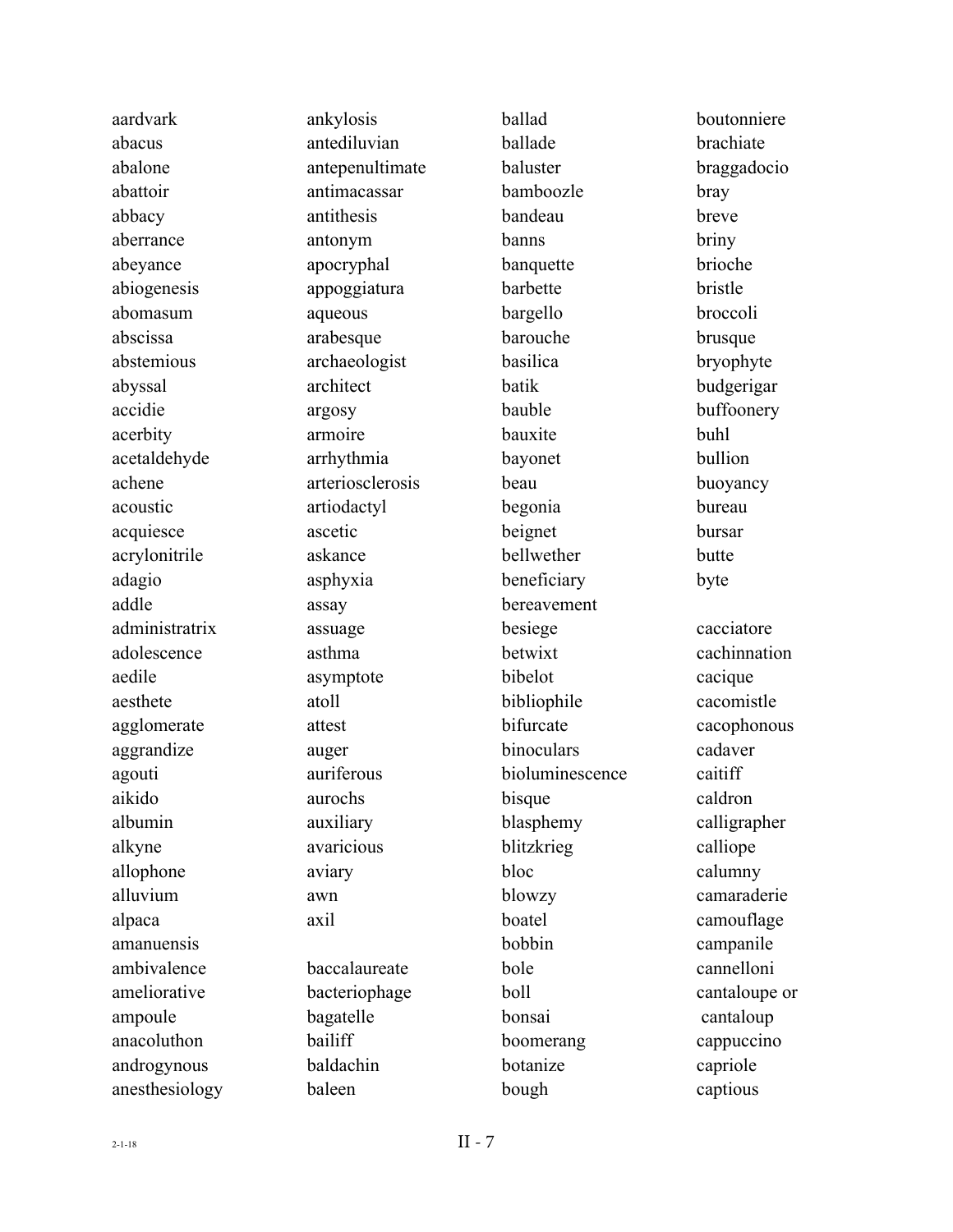aardvark
abacus
abalone
abattoir
abbacy
aberrance
abeyance
abiogenesis
abomasum
abscissa
abstemious
abyssal
accidie
acerbity
acetaldehyde
achene
acoustic
acquiesce
acrylonitrile
adagio
addle
administratrix
adolescence
aedile
aesthete
agglomerate
aggrandize
agouti
aikido
albumin
alkyne
allophone
alluvium
alpaca
amanuensis
ambivalence
ameliorative
ampoule
anacoluthon
androgynous
anesthesiology
ankylosis
antediluvian
antepenultimate
antimacassar
antithesis
antonym
apocryphal
appoggiatura
aqueous
arabesque
archaeologist
architect
argosy
armoire
arrhythmia
arteriosclerosis
artiodactyl
ascetic
askance
asphyxia
assay
assuage
asthma
asymptote
atoll
attest
auger
auriferous
aurochs
auxiliary
avaricious
aviary
awn
axil

baccalaureate
bacteriophage
bagatelle
bailiff
baldachin
baleen
ballad
ballade
baluster
bamboozle
bandeau
banns
banquette
barbette
bargello
barouche
basilica
batik
bauble
bauxite
bayonet
beau
begonia
beignet
bellwether
beneficiary
bereavement
besiege
betwixt
bibelot
bibliophile
bifurcate
binoculars
bioluminescence
bisque
blasphemy
blitzkrieg
bloc
blowzy
boatel
bobbin
bole
boll
bonsai
boomerang
botanize
bough
boutonniere
brachiate
braggadocio
bray
breve
briny
brioche
bristle
broccoli
brusque
bryophyte
budgerigar
buffoonery
buhl
bullion
buoyancy
bureau
bursar
butte
byte

cacciatore
cachinnation
cacique
cacomistle
cacophonous
cadaver
caitiff
caldron
calligrapher
calliope
calumny
camaraderie
camouflage
campanile
cannelloni
cantaloupe or cantaloup
cappuccino
capriole
captious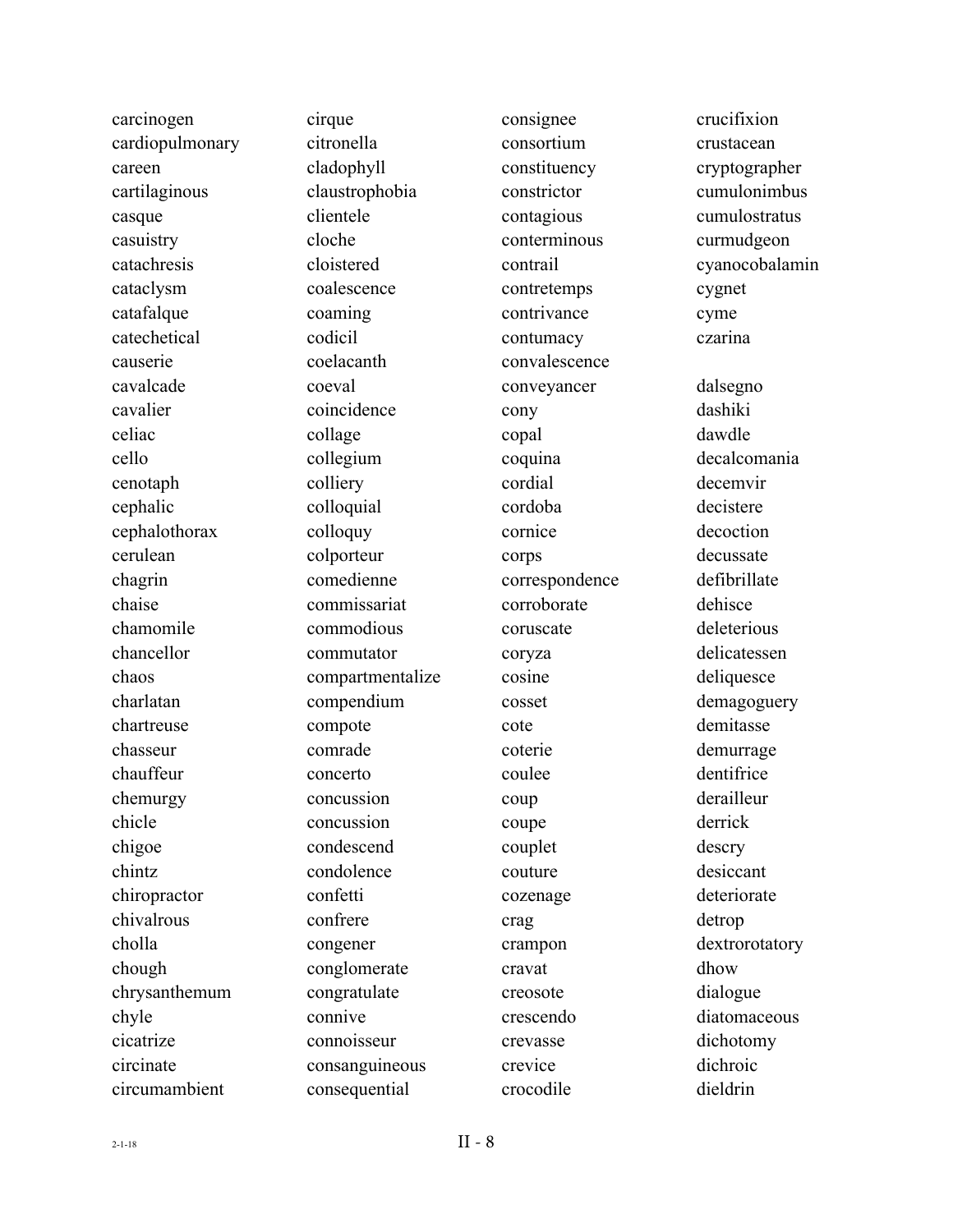carcinogen
cardiopulmonary
careen
cartilaginous
casque
casuistry
catachresis
cataclysm
catafalque
catechetical
causerie
cavalcade
cavalier
celiac
cello
cenotaph
cephalic
cephalothorax
cerulean
chagrin
chaise
chamomile
chancellor
chaos
charlatan
chartreuse
chasseur
chauffeur
chemurgy
chicle
chigoe
chintz
chiropractor
chivalrous
cholla
chough
chrysanthemum
chyle
cicatrize
circinate
circumambient

cirque
citronella
cladophyll
claustrophobia
clientele
cloche
cloistered
coalescence
coaming
codicil
coelacanth
coeval
coincidence
collage
collegium
colliery
colloquial
colloquy
colporteur
comedienne
commissariat
commodious
commutator
compartmentalize
compendium
compote
comrade
concerto
concussion
concussion
condescend
condolence
confetti
confrere
congener
conglomerate
congratulate
connive
connoisseur
consanguineous
consequential

consignee
consortium
constituency
constrictor
contagious
conterminous
contrail
contretemps
contrivance
contumacy
convalescence
conveyancer
cony
copal
coquina
cordial
cordoba
cornice
corps
correspondence
corroborate
coruscate
coryza
cosine
cosset
cote
coterie
coulee
coup
coupe
couplet
couture
cozenage
crag
crampon
cravat
creosote
crescendo
crevasse
crevice
crocodile

crucifixion
crustacean
cryptographer
cumulonimbus
cumulostratus
curmudgeon
cyanocobalamin
cygnet
cyme
czarina

dalsegno
dashiki
dawdle
decalcomania
decemvir
decistere
decoction
decussate
defibrillate
dehisce
deleterious
delicatessen
deliquesce
demagoguery
demitasse
demurrage
dentifrice
derailleur
derrick
descry
desiccant
deteriorate
detrop
dextrorotatory
dhow
dialogue
diatomaceous
dichotomy
dichroic
dieldrin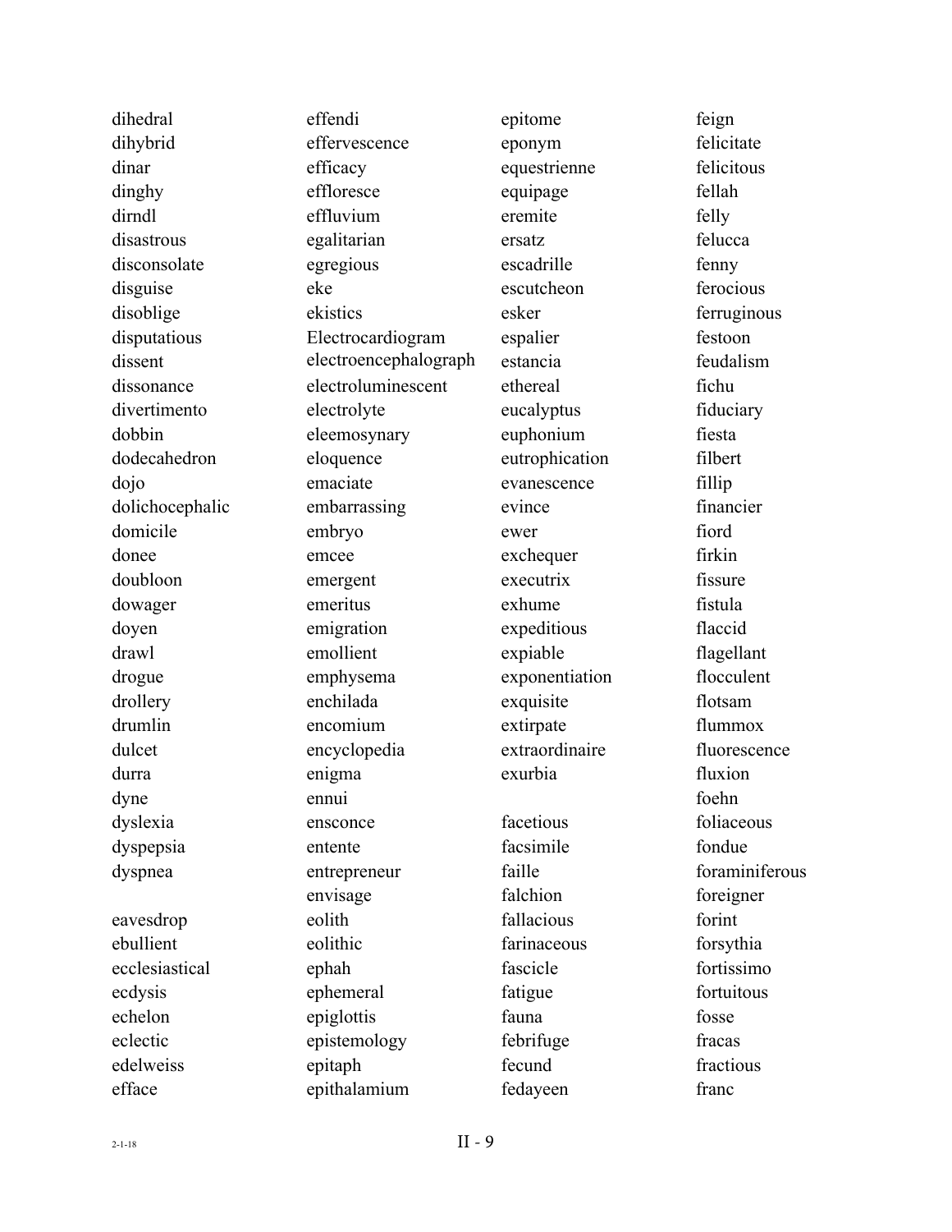dihedral
dihybrid
dinar
dinghy
dirndl
disastrous
disconsolate
disguise
disoblige
disputatious
dissent
dissonance
divertimento
dobbin
dodecahedron
dojo
dolichocephalic
domicile
donee
doubloon
dowager
doyen
drawl
drogue
drollery
drumlin
dulcet
durra
dyne
dyslexia
dyspepsia
dyspnea

eavesdrop
ebullient
ecclesiastical
ecdysis
echelon
eclectic
edelweiss
efface
effendi
effervescence
efficacy
effloresce
effluvium
egalitarian
egregious
eke
ekistics
Electrocardiogram
electroencephalograph
electroluminescent
electrolyte
eleemosynary
eloquence
emaciate
embarrassing
embryo
emcee
emergent
emeritus
emigration
emollient
emphysema
enchilada
encomium
encyclopedia
enigma
ennui
ensconce
entente
entrepreneur
envisage
eolith
eolithic
ephah
ephemeral
epiglottis
epistemology
epitaph
epithalamium
epitome
eponym
equestrienne
equipage
eremite
ersatz
escadrille
escutcheon
esker
espalier
estancia
ethereal
eucalyptus
euphonium
eutrophication
evanescence
evince
ewer
exchequer
executrix
exhume
expeditious
expiable
exponentiation
exquisite
extirpate
extraordinaire
exurbia

facetious
facsimile
faille
falchion
fallacious
farinaceous
fascicle
fatigue
fauna
febrifuge
fecund
fedayeen
feign
felicitate
felicitous
fellah
felly
felucca
fenny
ferocious
ferruginous
festoon
feudalism
fichu
fiduciary
fiesta
filbert
fillip
financier
fiord
firkin
fissure
fistula
flaccid
flagellant
flocculent
flotsam
flummox
fluorescence
fluxion
foehn
foliaceous
fondue
foraminiferous
foreigner
forint
forsythia
fortissimo
fortuitous
fosse
fracas
fractious
franc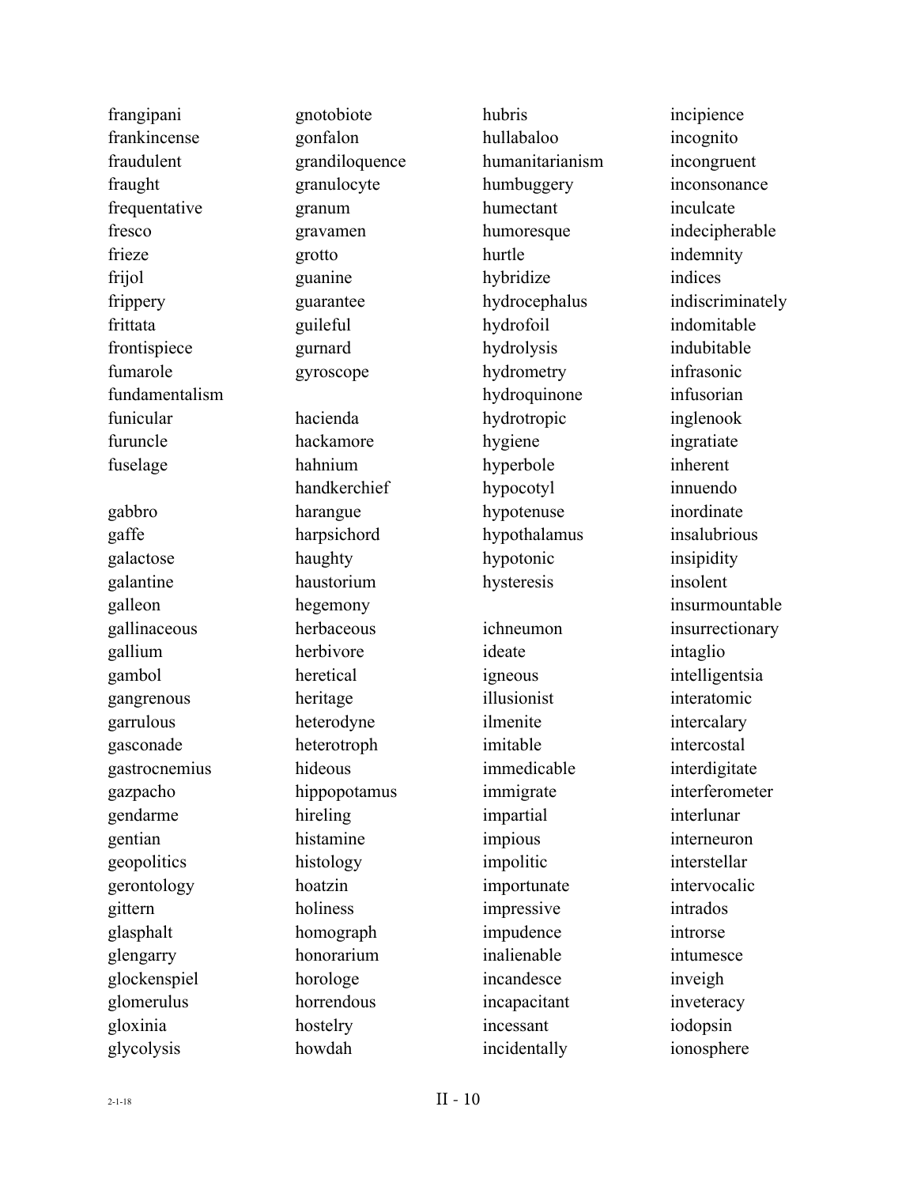frangipani
frankincense
fraudulent
fraught
frequentative
fresco
frieze
frijol
frippery
frittata
frontispiece
fumarole
fundamentalism
funicular
furuncle
fuselage

gabbro
gaffe
galactose
galantine
galleon
gallinaceous
gallium
gambol
gangrenous
garrulous
gasconade
gastrocnemius
gazpacho
gendarme
gentian
geopolitics
gerontology
gittern
glasphalt
glengarry
glockenspiel
glomerulus
gloxinia
glycolysis
gnotobiote
gonfalon
grandiloquence
granulocyte
granum
gravamen
grotto
guanine
guarantee
guileful
gurnard
gyroscope

hacienda
hackamore
hahnium
handkerchief
harangue
harpsichord
haughty
haustorium
hegemony
herbaceous
herbivore
heretical
heritage
heterodyne
heterotroph
hideous
hippopotamus
hireling
histamine
histology
hoatzin
holiness
homograph
honorarium
horologe
horrendous
hostelry
howdah
hubris
hullabaloo
humanitarianism
humbuggery
humectant
humoresque
hurtle
hybridize
hydrocephalus
hydrofoil
hydrolysis
hydrometry
hydroquinone
hydrotropic
hygiene
hyperbole
hypocotyl
hypotenuse
hypothalamus
hypotonic
hysteresis

ichneumon
ideate
igneous
illusionist
ilmenite
imitable
immedicable
immigrate
impartial
impious
impolitic
importunate
impressive
impudence
inalienable
incandesce
incapacitant
incessant
incidentally
incipience
incognito
incongruent
inconsonance
inculcate
indecipherable
indemnity
indices
indiscriminately
indomitable
indubitable
infrasonic
infusorian
inglenook
ingratiate
inherent
innuendo
inordinate
insalubrious
insipidity
insolent
insurmountable
insurrectionary
intaglio
intelligentsia
interatomic
intercalary
intercostal
interdigitate
interferometer
interlunar
interneuron
interstellar
intervocalic
intrados
introrse
intumesce
inveigh
inveteracy
iodopsin
ionosphere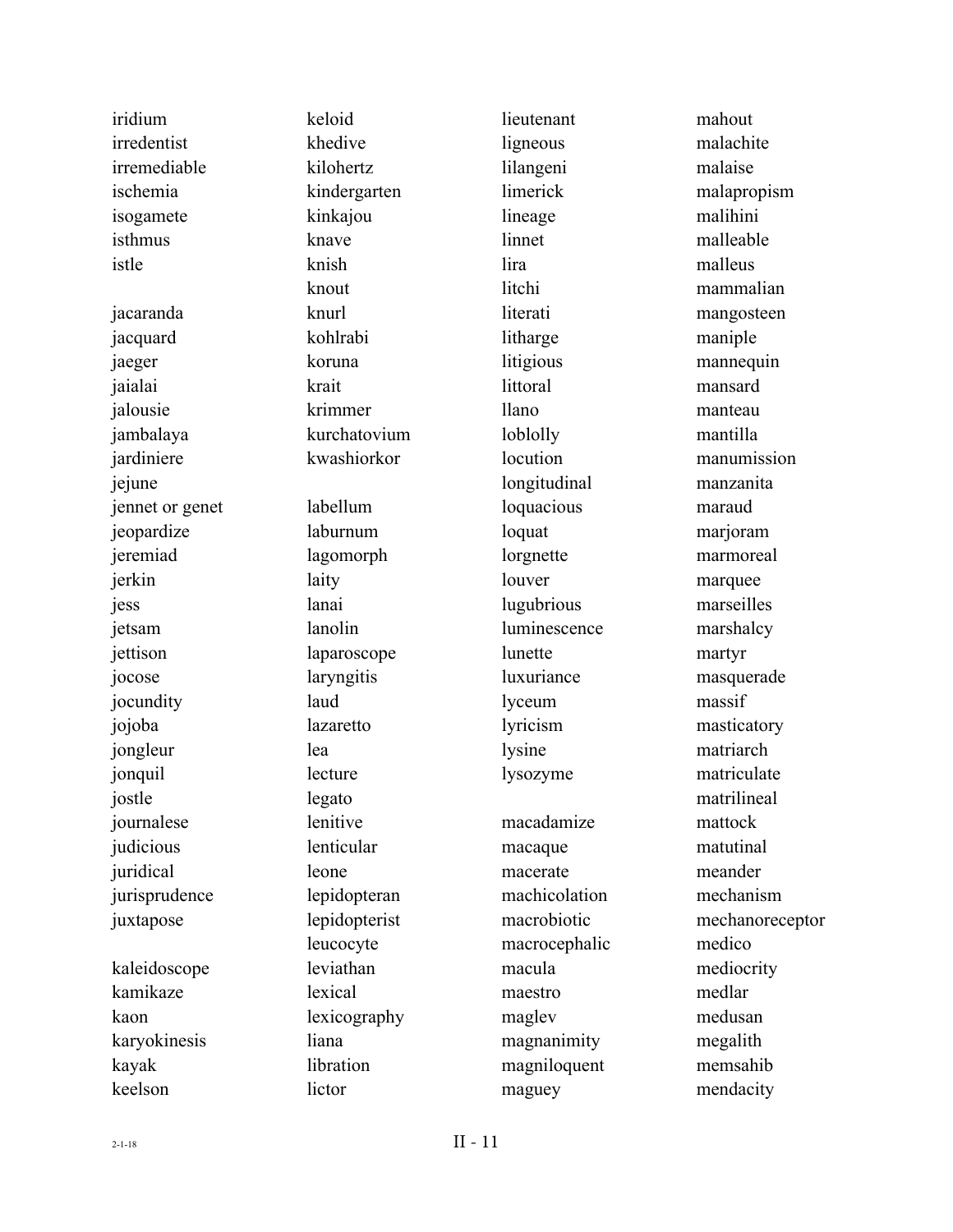iridium
irredentist
irremediable
ischemia
isogamete
isthmus
istle

jacaranda
jacquard
jaeger
jaialai
jalousie
jambalaya
jardiniere
jejune
jennet or genet
jeopardize
jeremiad
jerkin
jess
jetsam
jettison
jocose
jocundity
jojoba
jongleur
jonquil
jostle
journalese
judicious
juridical
jurisprudence
juxtapose

kaleidoscope
kamikaze
kaon
karyokinesis
kayak
keelson
keloid
khedive
kilohertz
kindergarten
kinkajou
knave
knish
knout
knurl
kohlrabi
koruna
krait
krimmer
kurchatovium
kwashiorkor

labellum
laburnum
lagomorph
laity
lanai
lanolin
laparoscope
laryngitis
laud
lazaretto
lea
lecture
legato
lenitive
lenticular
leone
lepidopteran
lepidopterist
leucocyte
leviathan
lexical
lexicography
liana
libration
lictor
lieutenant
ligneous
lilangeni
limerick
lineage
linnet
lira
litchi
literati
litharge
litigious
littoral
llano
loblolly
locution
longitudinal
loquacious
loquat
lorgnette
louver
lugubrious
luminescence
lunette
luxuriance
lyceum
lyricism
lysine
lysozyme

macadamize
macaque
macerate
machicolation
macrobiotic
macrocephalic
macula
maestro
maglev
magnanimity
magniloquent
maguey
mahout
malachite
malaise
malapropism
malihini
malleable
malleus
mammalian
mangosteen
maniple
mannequin
mansard
manteau
mantilla
manumission
manzanita
maraud
marjoram
marmoreal
marquee
marseilles
marshalcy
martyr
masquerade
massif
masticatory
matriarch
matriculate
matrilineal
mattock
matutinal
meander
mechanism
mechanoreceptor
medico
mediocrity
medlar
medusan
megalith
memsahib
mendacity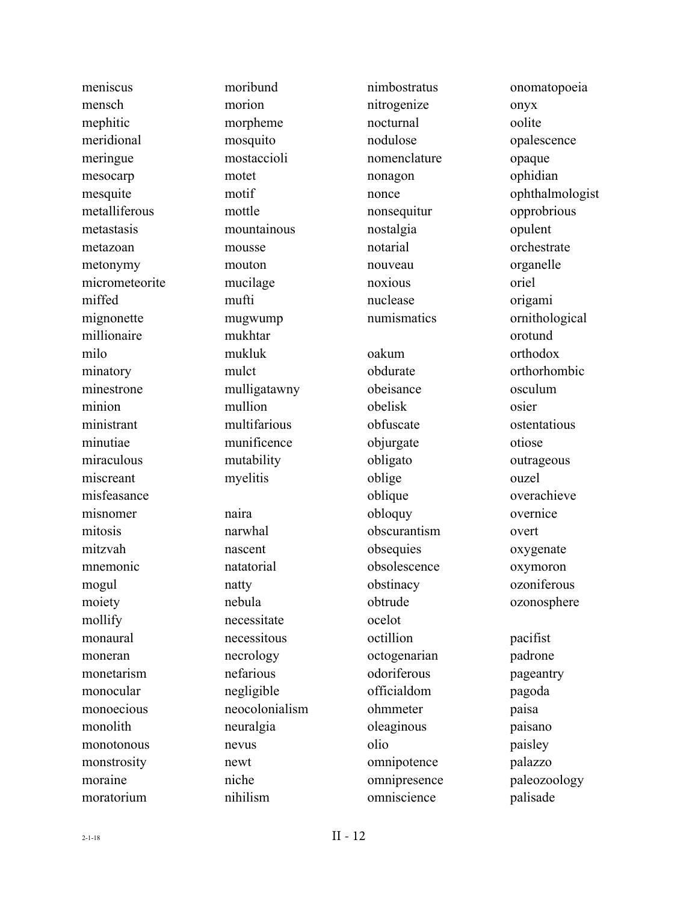meniscus
mensch
mephitic
meridional
meringue
mesocarp
mesquite
metalliferous
metastasis
metazoan
metonymy
micrometeorite
miffed
mignonette
millionaire
milo
minatory
minestrone
minion
ministrant
minutiae
miraculous
miscreant
misfeasance
misnomer
mitosis
mitzvah
mnemonic
mogul
moiety
mollify
monaural
moneran
monetarism
monocular
monoecious
monolith
monotonous
monstrosity
moraine
moratorium

moribund
morion
morpheme
mosquito
mostaccioli
motet
motif
mottle
mountainous
mousse
mouton
mucilage
mufti
mugwump
mukhtar
mukluk
mulct
mulligatawny
mullion
multifarious
munificence
mutability
myelitis

naira
narwhal
nascent
natatorial
natty
nebula
necessitate
necessitous
necrology
nefarious
negligible
neocolonialism
neuralgia
nevus
newt
niche
nihilism

nimbostratus
nitrogenize
nocturnal
nodulose
nomenclature
nonagon
nonce
nonsequitur
nostalgia
notarial
nouveau
noxious
nuclease
numismatics

oakum
obdurate
obeisance
obelisk
obfuscate
objurgate
obligato
oblige
oblique
obloquy
obscurantism
obsequies
obsolescence
obstinacy
obtrude
ocelot
octillion
octogenarian
odoriferous
officialdom
ohmmeter
oleaginous
olio
omnipotence
omnipresence
omniscience

onomatopoeia
onyx
oolite
opalescence
opaque
ophidian
ophthalmologist
opprobrious
opulent
orchestrate
organelle
oriel
origami
ornithological
orotund
orthodox
orthorhombic
osculum
osier
ostentatious
otiose
outrageous
ouzel
overachieve
overnice
overt
oxygenate
oxymoron
ozoniferous
ozonosphere

pacifist
padrone
pageantry
pagoda
paisa
paisano
paisley
palazzo
paleozoology
palisade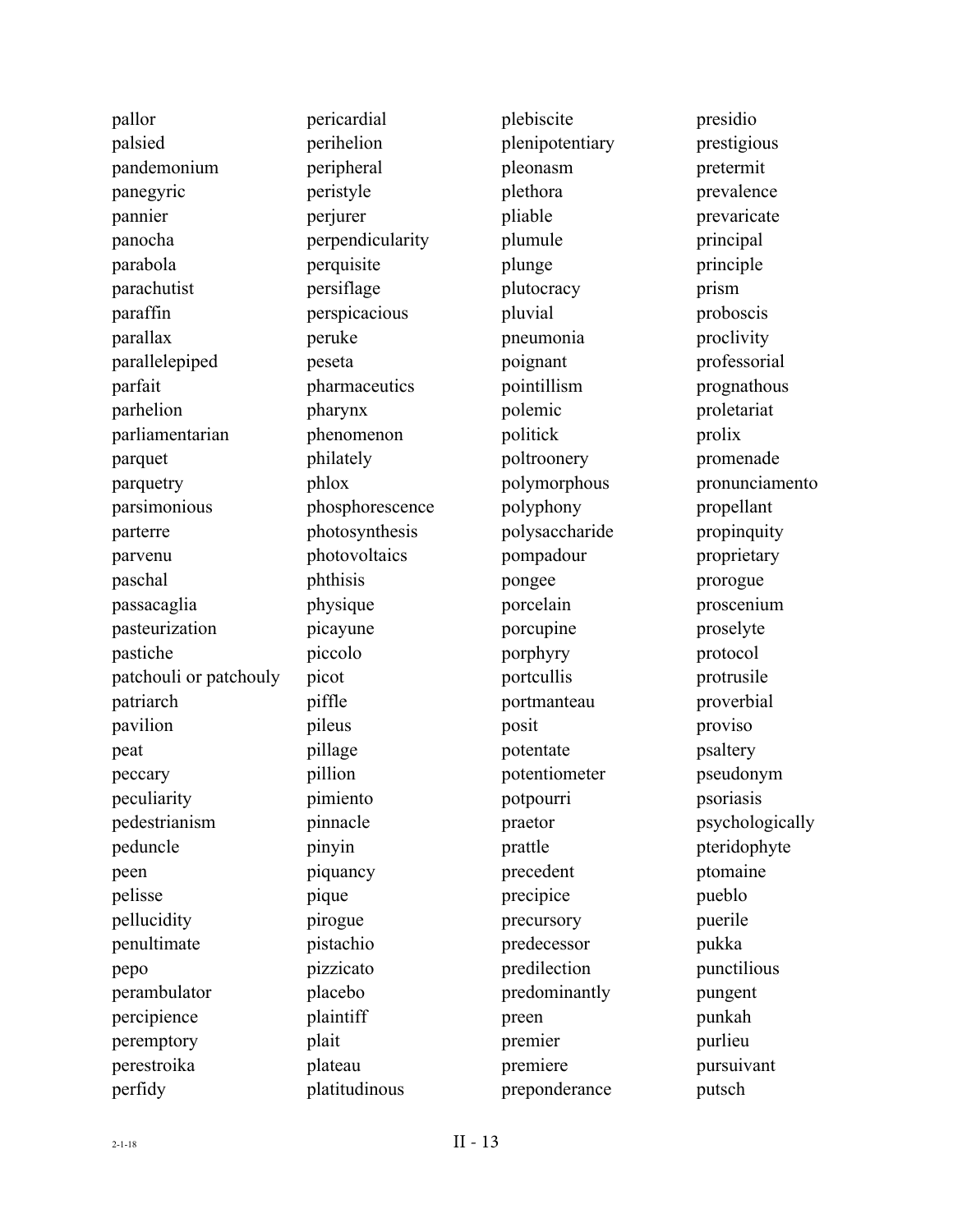pallor
palsied
pandemonium
panegyric
pannier
panocha
parabola
parachutist
paraffin
parallax
parallelepiped
parfait
parhelion
parliamentarian
parquet
parquetry
parsimonious
parterre
parvenu
paschal
passacaglia
pasteurization
pastiche
patchouli or patchouly
patriarch
pavilion
peat
peccary
peculiarity
pedestrianism
peduncle
peen
pelisse
pellucidity
penultimate
pepo
perambulator
percipience
peremptory
perestroika
perfidy
pericardial
perihelion
peripheral
peristyle
perjurer
perpendicularity
perquisite
persiflage
perspicacious
peruke
peseta
pharmaceutics
pharynx
phenomenon
philately
phlox
phosphorescence
photosynthesis
photovoltaics
phthisis
physique
picayune
piccolo
picot
piffle
pileus
pillage
pillion
pimiento
pinnacle
pinyin
piquancy
pique
pirogue
pistachio
pizzicato
placebo
plaintiff
plait
plateau
platitudinous
plebiscite
plenipotentiary
pleonasm
plethora
pliable
plumule
plunge
plutocracy
pluvial
pneumonia
poignant
pointillism
polemic
politick
poltroonery
polymorphous
polyphony
polysaccharide
pompadour
pongee
porcelain
porcupine
porphyry
portcullis
portmanteau
posit
potentate
potentiometer
potpourri
praetor
prattle
precedent
precipice
precursory
predecessor
predilection
predominantly
preen
premier
premiere
preponderance
presidio
prestigious
pretermit
prevalence
prevaricate
principal
principle
prism
proboscis
proclivity
professorial
prognathous
proletariat
prolix
promenade
pronunciamento
propellant
propinquity
proprietary
prorogue
proscenium
proselyte
protocol
protrusile
proverbial
proviso
psaltery
pseudonym
psoriasis
psychologically
pteridophyte
ptomaine
pueblo
puerile
pukka
punctilious
pungent
punkah
purlieu
pursuivant
putsch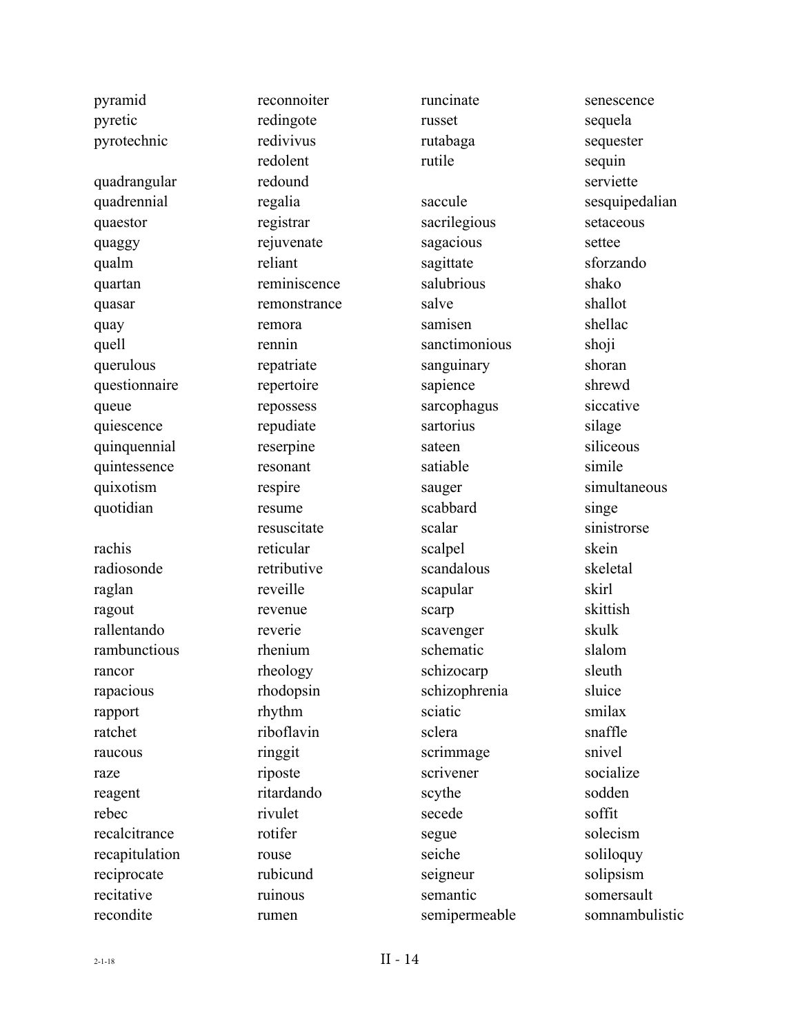pyramid
pyretic
pyrotechnic

quadrangular
quadrennial
quaestor
quaggy
qualm
quartan
quasar
quay
quell
querulous
questionnaire
queue
quiescence
quinquennial
quintessence
quixotism
quotidian

rachis
radiosonde
raglan
ragout
rallentando
rambunctious
rancor
rapacious
rapport
ratchet
raucous
raze
reagent
rebec
recalcitrance
recapitulation
reciprocate
recitative
recondite
reconnoiter
redingote
redivivus
redolent
redound
regalia
registrar
rejuvenate
reliant
reminiscence
remonstrance
remora
rennin
repatriate
repertoire
repossess
repudiate
reserpine
resonant
respire
resume
resuscitate
reticular
retributive
reveille
revenue
reverie
rhenium
rheology
rhodopsin
rhythm
riboflavin
ringgit
riposte
ritardando
rivulet
rotifer
rouse
rubicund
ruinous
rumen
runcinate
russet
rutabaga
rutile

saccule
sacrilegious
sagacious
sagittate
salubrious
salve
samisen
sanctimonious
sanguinary
sapience
sarcophagus
sartorius
sateen
satiable
sauger
scabbard
scalar
scalpel
scandalous
scapular
scarp
scavenger
schematic
schizocarp
schizophrenia
sciatic
sclera
scrimmage
scrivener
scythe
secede
segue
seiche
seigneur
semantic
semipermeable
senescence
sequela
sequester
sequin
serviette
sesquipedalian
setaceous
settee
sforzando
shako
shallot
shellac
shoji
shoran
shrewd
siccative
silage
siliceous
simile
simultaneous
singe
sinistrorse
skein
skeletal
skirl
skittish
skulk
slalom
sleuth
sluice
smilax
snaffle
snivel
socialize
sodden
soffit
solecism
soliloquy
solipsism
somersault
somnambulistic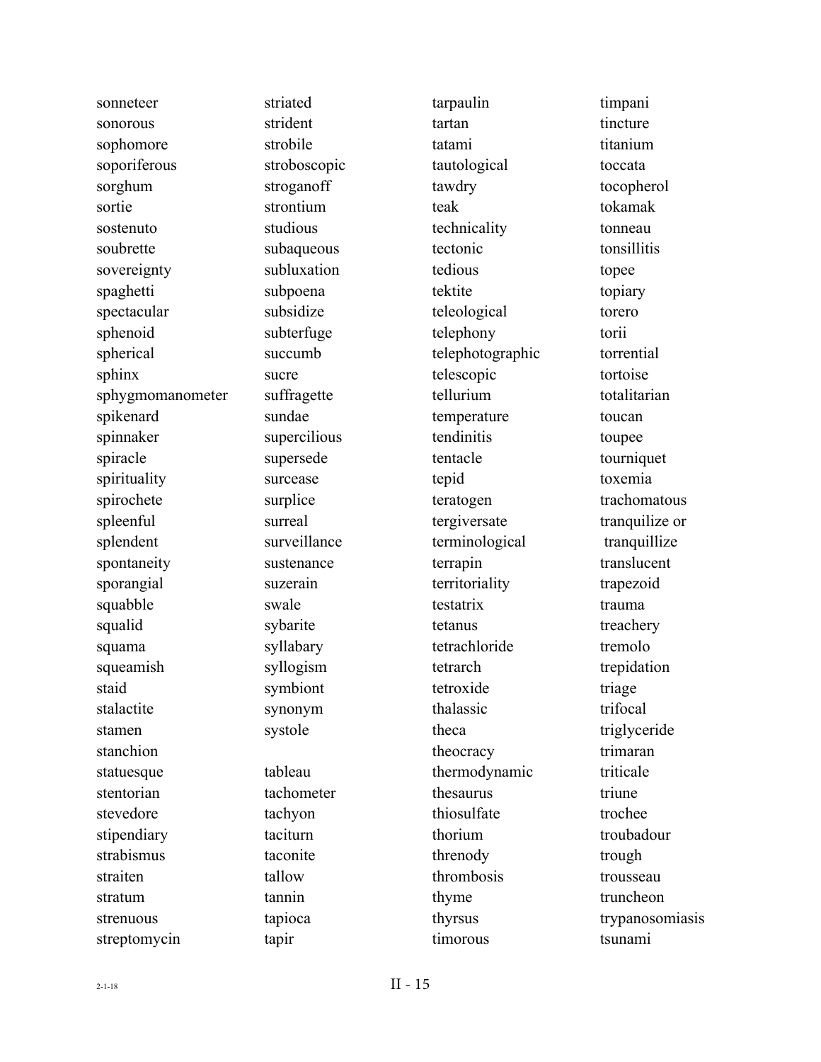sonneteer
sonorous
sophomore
soporiferous
sorghum
sortie
sostenuto
soubrette
sovereignty
spaghetti
spectacular
sphenoid
spherical
sphinx
sphygmomanometer
spikenard
spinnaker
spiracle
spirituality
spirochete
spleenful
splendent
spontaneity
sporangial
squabble
squalid
squama
squeamish
staid
stalactite
stamen
stanchion
statuesque
stentorian
stevedore
stipendiary
strabismus
straiten
stratum
strenuous
streptomycin

striated
strident
strobile
stroboscopic
stroganoff
strontium
studious
subaqueous
subluxation
subpoena
subsidize
subterfuge
succumb
sucre
suffragette
sundae
supercilious
supersede
surcease
surplice
surreal
surveillance
sustenance
suzerain
swale
sybarite
syllabary
syllogism
symbiont
synonym
systole

tableau
tachometer
tachyon
taciturn
taconite
tallow
tannin
tapioca
tapir

tarpaulin
tartan
tatami
tautological
tawdry
teak
technicality
tectonic
tedious
tektite
teleological
telephony
telephotographic
telescopic
tellurium
temperature
tendinitis
tentacle
tepid
teratogen
tergiversate
terminological
terrapin
territoriality
testatrix
tetanus
tetrachloride
tetrarch
tetroxide
thalassic
theca
theocracy
thermodynamic
thesaurus
thiosulfate
thorium
threnody
thrombosis
thyme
thyrsus
timorous

timpani
tincture
titanium
toccata
tocopherol
tokamak
tonneau
tonsillitis
topee
topiary
torero
torii
torrential
tortoise
totalitarian
toucan
toupee
tourniquet
toxemia
trachomatous
tranquilize or
tranquillize
translucent
trapezoid
trauma
treachery
tremolo
trepidation
triage
trifocal
triglyceride
trimaran
triticale
triune
trochee
troubadour
trough
trousseau
truncheon
trypanosomiasis
tsunami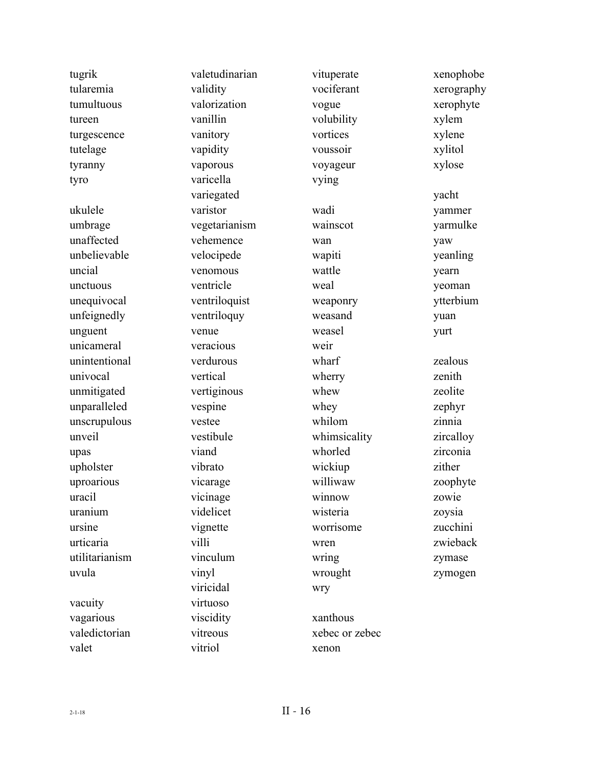tugrik
tularemia
tumultuous
tureen
turgescence
tutelage
tyranny
tyro

ukulele
umbrage
unaffected
unbelievable
uncial
unctuous
unequivocal
unfeignedly
unguent
unicameral
unintentional
univocal
unmitigated
unparalleled
unscrupulous
unveil
upas
upholster
uproarious
uracil
uranium
ursine
urticaria
utilitarianism
uvula

vacuity
vagarious
valedictorian
valet
valetudinarian
validity
valorization
vanillin
vanitory
vapidity
vaporous
varicella
variegated
varistor
vegetarianism
vehemence
velocipede
venomous
ventricle
ventriloquist
ventriloquy
venue
veracious
verdurous
vertical
vertiginous
vespine
vestee
vestibule
viand
vibrato
vicarage
vicinage
videlicet
vignette
villi
vinculum
vinyl
viricidal
virtuoso
viscidity
vitreous
vitriol
vituperate
vociferant
vogue
volubility
vortices
voussoir
voyageur
vying

wadi
wainscot
wan
wapiti
wattle
weal
weaponry
weasand
weasel
weir
wharf
wherry
whew
whey
whilom
whimsicality
whorled
wickiup
williwaw
winnow
wisteria
worrisome
wren
wring
wrought
wry

xanthous
xebec or zebec
xenon
xenophobe
xerography
xerophyte
xylem
xylene
xylitol
xylose

yacht
yammer
yarmulke
yaw
yeanling
yearn
yeoman
ytterbium
yuan
yurt

zealous
zenith
zeolite
zephyr
zinnia
zircalloy
zirconia
zither
zoophyte
zowie
zoysia
zucchini
zwieback
zymase
zymogen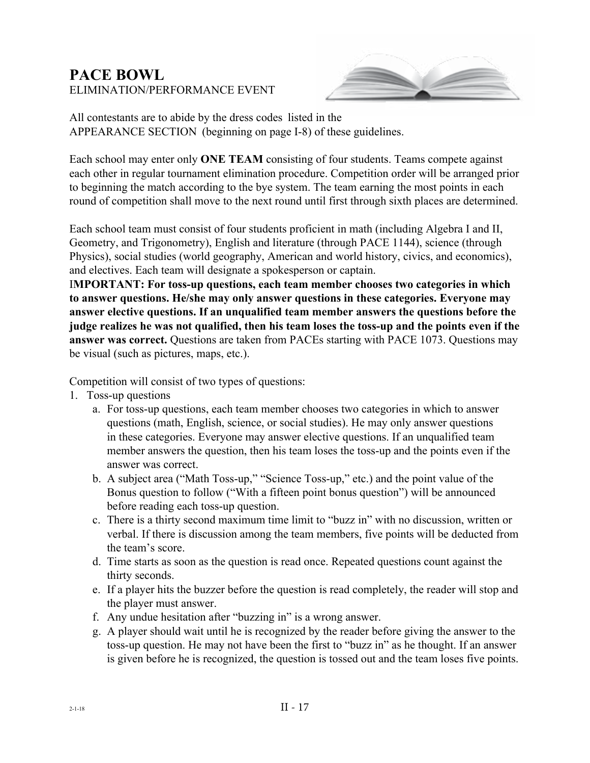# PACE BOWL

ELIMINATION/PERFORMANCE EVENT

All contestants are to abide by the dress codes listed in the APPEARANCE SECTION (beginning on page I-8) of these guidelines.

Each school may enter only **ONE TEAM** consisting of four students. Teams compete against each other in regular tournament elimination procedure. Competition order will be arranged prior to beginning the match according to the bye system. The team earning the most points in each round of competition shall move to the next round until first through sixth places are determined.

Each school team must consist of four students proficient in math (including Algebra I and II, Geometry, and Trigonometry), English and literature (through PACE 1144), science (through Physics), social studies (world geography, American and world history, civics, and economics), and electives. Each team will designate a spokesperson or captain.

**IMPORTANT: For toss-up questions, each team member chooses two categories in which to answer questions. He/she may only answer questions in these categories. Everyone may answer elective questions. If an unqualified team member answers the questions before the judge realizes he was not qualified, then his team loses the toss-up and the points even if the answer was correct.** Questions are taken from PACEs starting with PACE 1073. Questions may be visual (such as pictures, maps, etc.).

Competition will consist of two types of questions:

1. Toss-up questions
   a. For toss-up questions, each team member chooses two categories in which to answer questions (math, English, science, or social studies). He may only answer questions in these categories. Everyone may answer elective questions. If an unqualified team member answers the question, then his team loses the toss-up and the points even if the answer was correct.
   b. A subject area ("Math Toss-up," "Science Toss-up," etc.) and the point value of the Bonus question to follow ("With a fifteen point bonus question") will be announced before reading each toss-up question.
   c. There is a thirty second maximum time limit to "buzz in" with no discussion, written or verbal. If there is discussion among the team members, five points will be deducted from the team's score.
   d. Time starts as soon as the question is read once. Repeated questions count against the thirty seconds.
   e. If a player hits the buzzer before the question is read completely, the reader will stop and the player must answer.
   f. Any undue hesitation after "buzzing in" is a wrong answer.
   g. A player should wait until he is recognized by the reader before giving the answer to the toss-up question. He may not have been the first to "buzz in" as he thought. If an answer is given before he is recognized, the question is tossed out and the team loses five points.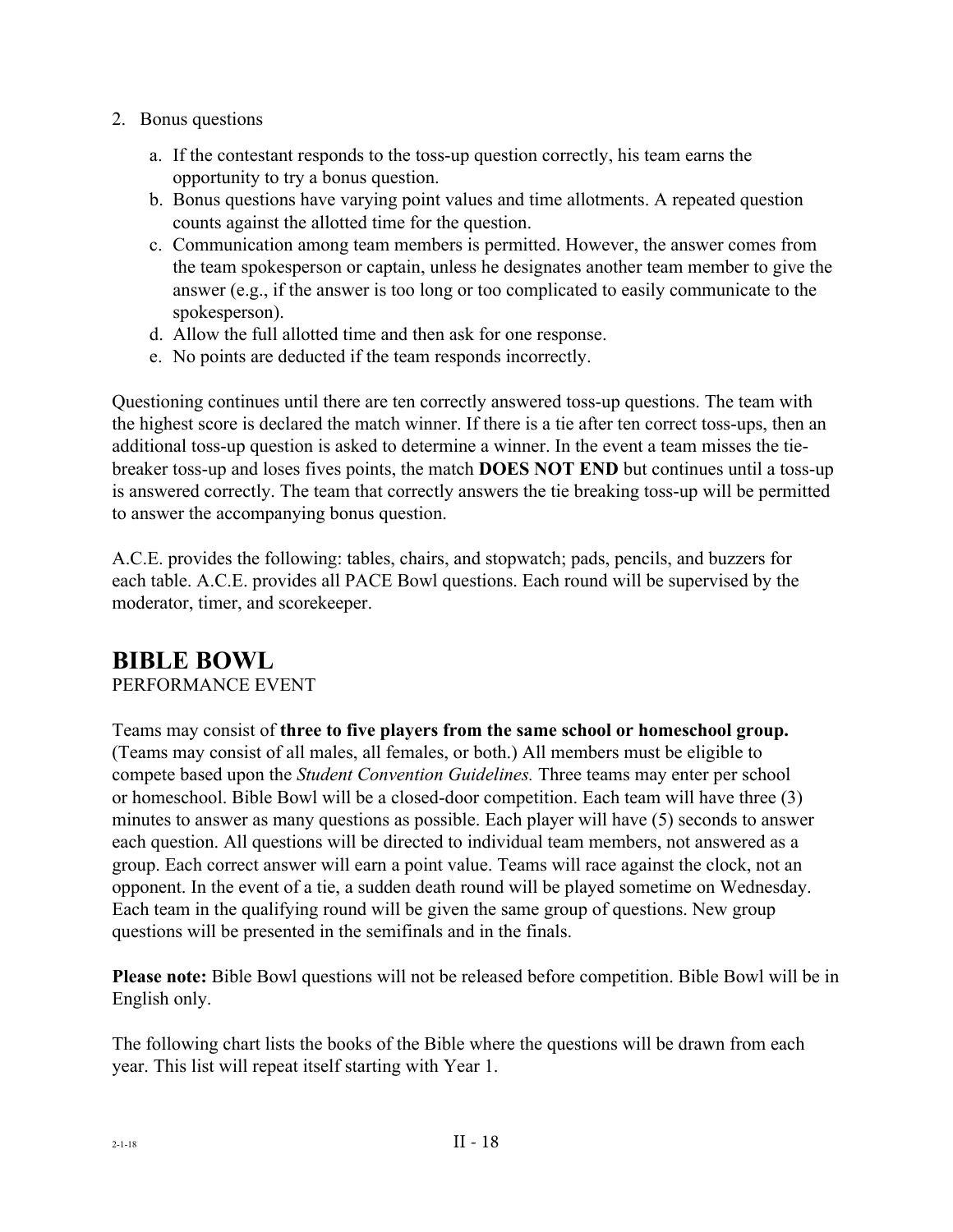2. Bonus questions

    a. If the contestant responds to the toss-up question correctly, his team earns the opportunity to try a bonus question.
    b. Bonus questions have varying point values and time allotments. A repeated question counts against the allotted time for the question.
    c. Communication among team members is permitted. However, the answer comes from the team spokesperson or captain, unless he designates another team member to give the answer (e.g., if the answer is too long or too complicated to easily communicate to the spokesperson).
    d. Allow the full allotted time and then ask for one response.
    e. No points are deducted if the team responds incorrectly.

Questioning continues until there are ten correctly answered toss-up questions. The team with the highest score is declared the match winner. If there is a tie after ten correct toss-ups, then an additional toss-up question is asked to determine a winner. In the event a team misses the tie-breaker toss-up and loses fives points, the match **DOES NOT END** but continues until a toss-up is answered correctly. The team that correctly answers the tie breaking toss-up will be permitted to answer the accompanying bonus question.

A.C.E. provides the following: tables, chairs, and stopwatch; pads, pencils, and buzzers for each table. A.C.E. provides all PACE Bowl questions. Each round will be supervised by the moderator, timer, and scorekeeper.

## BIBLE BOWL

PERFORMANCE EVENT

Teams may consist of **three to five players from the same school or homeschool group.** (Teams may consist of all males, all females, or both.) All members must be eligible to compete based upon the *Student Convention Guidelines.* Three teams may enter per school or homeschool. Bible Bowl will be a closed-door competition. Each team will have three (3) minutes to answer as many questions as possible. Each player will have (5) seconds to answer each question. All questions will be directed to individual team members, not answered as a group. Each correct answer will earn a point value. Teams will race against the clock, not an opponent. In the event of a tie, a sudden death round will be played sometime on Wednesday. Each team in the qualifying round will be given the same group of questions. New group questions will be presented in the semifinals and in the finals.

**Please note:** Bible Bowl questions will not be released before competition. Bible Bowl will be in English only.

The following chart lists the books of the Bible where the questions will be drawn from each year. This list will repeat itself starting with Year 1.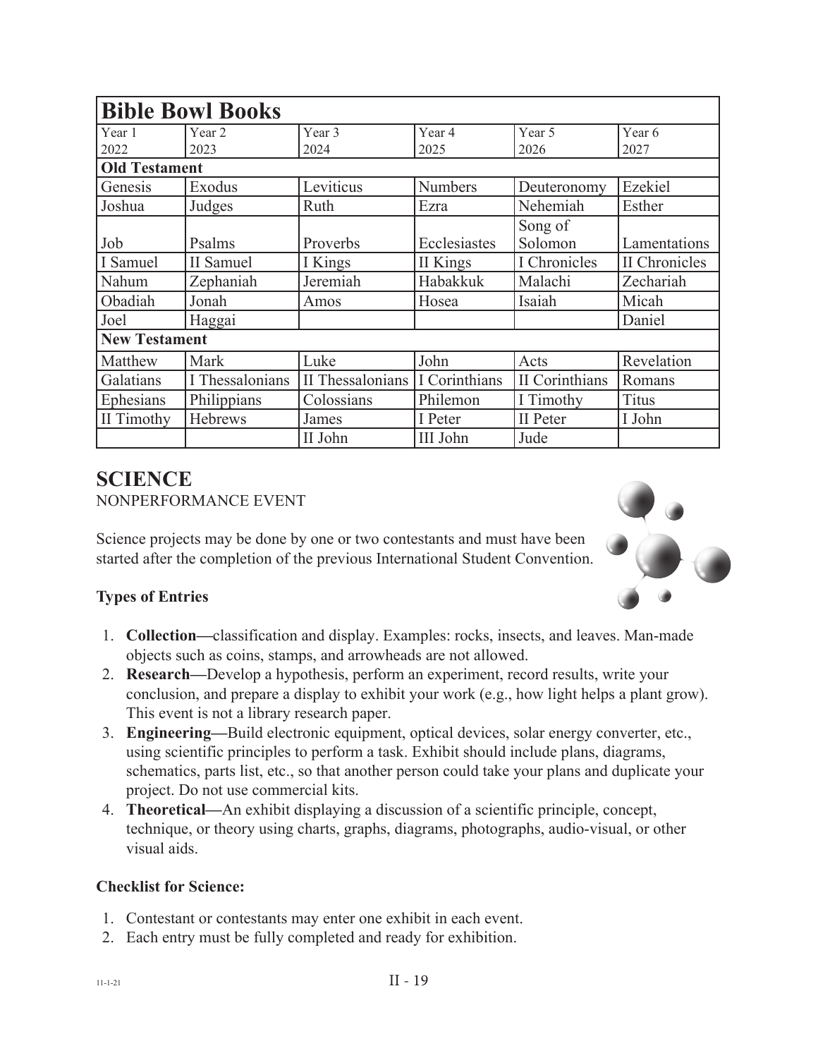| Bible Bowl Books | | | | | |
|---|---|---|---|---|---|
| Year 1 2022 | Year 2 2023 | Year 3 2024 | Year 4 2025 | Year 5 2026 | Year 6 2027 |
| **Old Testament** | | | | | |
| Genesis | Exodus | Leviticus | Numbers | Deuteronomy | Ezekiel |
| Joshua | Judges | Ruth | Ezra | Nehemiah | Esther |
| Job | Psalms | Proverbs | Ecclesiastes | Song of Solomon | Lamentations |
| I Samuel | II Samuel | I Kings | II Kings | I Chronicles | II Chronicles |
| Nahum | Zephaniah | Jeremiah | Habakkuk | Malachi | Zechariah |
| Obadiah | Jonah | Amos | Hosea | Isaiah | Micah |
| Joel | Haggai | | | | Daniel |
| **New Testament** | | | | | |
| Matthew | Mark | Luke | John | Acts | Revelation |
| Galatians | I Thessalonians | II Thessalonians | I Corinthians | II Corinthians | Romans |
| Ephesians | Philippians | Colossians | Philemon | I Timothy | Titus |
| II Timothy | Hebrews | James | I Peter | II Peter | I John |
| | | II John | III John | Jude | |

## SCIENCE

NONPERFORMANCE EVENT

Science projects may be done by one or two contestants and must have been started after the completion of the previous International Student Convention.

**Types of Entries**

1. **Collection—**classification and display. Examples: rocks, insects, and leaves. Man-made objects such as coins, stamps, and arrowheads are not allowed.
2. **Research—**Develop a hypothesis, perform an experiment, record results, write your conclusion, and prepare a display to exhibit your work (e.g., how light helps a plant grow). This event is not a library research paper.
3. **Engineering—**Build electronic equipment, optical devices, solar energy converter, etc., using scientific principles to perform a task. Exhibit should include plans, diagrams, schematics, parts list, etc., so that another person could take your plans and duplicate your project. Do not use commercial kits.
4. **Theoretical—**An exhibit displaying a discussion of a scientific principle, concept, technique, or theory using charts, graphs, diagrams, photographs, audio-visual, or other visual aids.

**Checklist for Science:**

1. Contestant or contestants may enter one exhibit in each event.
2. Each entry must be fully completed and ready for exhibition.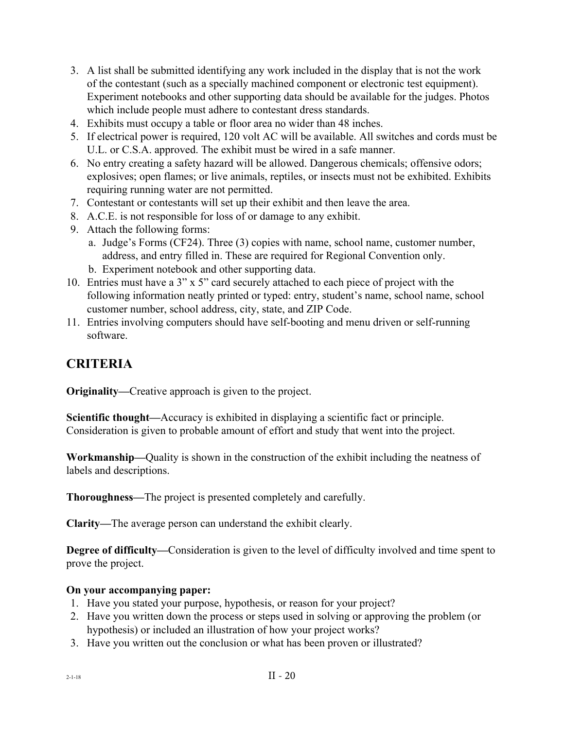3. A list shall be submitted identifying any work included in the display that is not the work of the contestant (such as a specially machined component or electronic test equipment). Experiment notebooks and other supporting data should be available for the judges. Photos which include people must adhere to contestant dress standards.
4. Exhibits must occupy a table or floor area no wider than 48 inches.
5. If electrical power is required, 120 volt AC will be available. All switches and cords must be U.L. or C.S.A. approved. The exhibit must be wired in a safe manner.
6. No entry creating a safety hazard will be allowed. Dangerous chemicals; offensive odors; explosives; open flames; or live animals, reptiles, or insects must not be exhibited. Exhibits requiring running water are not permitted.
7. Contestant or contestants will set up their exhibit and then leave the area.
8. A.C.E. is not responsible for loss of or damage to any exhibit.
9. Attach the following forms:
   a. Judge's Forms (CF24). Three (3) copies with name, school name, customer number, address, and entry filled in. These are required for Regional Convention only.
   b. Experiment notebook and other supporting data.
10. Entries must have a 3" x 5" card securely attached to each piece of project with the following information neatly printed or typed: entry, student's name, school name, school customer number, school address, city, state, and ZIP Code.
11. Entries involving computers should have self-booting and menu driven or self-running software.

## CRITERIA

**Originality—**Creative approach is given to the project.

**Scientific thought—**Accuracy is exhibited in displaying a scientific fact or principle. Consideration is given to probable amount of effort and study that went into the project.

**Workmanship—**Quality is shown in the construction of the exhibit including the neatness of labels and descriptions.

**Thoroughness—**The project is presented completely and carefully.

**Clarity—**The average person can understand the exhibit clearly.

**Degree of difficulty—**Consideration is given to the level of difficulty involved and time spent to prove the project.

**On your accompanying paper:**

1. Have you stated your purpose, hypothesis, or reason for your project?
2. Have you written down the process or steps used in solving or approving the problem (or hypothesis) or included an illustration of how your project works?
3. Have you written out the conclusion or what has been proven or illustrated?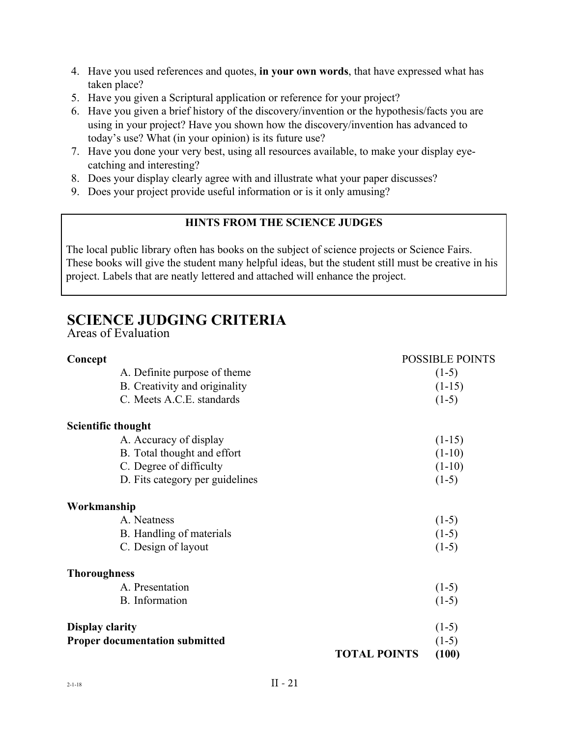4. Have you used references and quotes, **in your own words**, that have expressed what has taken place?
5. Have you given a Scriptural application or reference for your project?
6. Have you given a brief history of the discovery/invention or the hypothesis/facts you are using in your project? Have you shown how the discovery/invention has advanced to today's use? What (in your opinion) is its future use?
7. Have you done your very best, using all resources available, to make your display eye-catching and interesting?
8. Does your display clearly agree with and illustrate what your paper discusses?
9. Does your project provide useful information or is it only amusing?

> **HINTS FROM THE SCIENCE JUDGES**
>
> The local public library often has books on the subject of science projects or Science Fairs. These books will give the student many helpful ideas, but the student still must be creative in his project. Labels that are neatly lettered and attached will enhance the project.

## SCIENCE JUDGING CRITERIA

Areas of Evaluation

| | POSSIBLE POINTS |
|---|---|
| **Concept** | |
| A. Definite purpose of theme | (1-5) |
| B. Creativity and originality | (1-15) |
| C. Meets A.C.E. standards | (1-5) |
| **Scientific thought** | |
| A. Accuracy of display | (1-15) |
| B. Total thought and effort | (1-10) |
| C. Degree of difficulty | (1-10) |
| D. Fits category per guidelines | (1-5) |
| **Workmanship** | |
| A. Neatness | (1-5) |
| B. Handling of materials | (1-5) |
| C. Design of layout | (1-5) |
| **Thoroughness** | |
| A. Presentation | (1-5) |
| B. Information | (1-5) |
| **Display clarity** | (1-5) |
| **Proper documentation submitted** | (1-5) |
| **TOTAL POINTS** | **(100)** |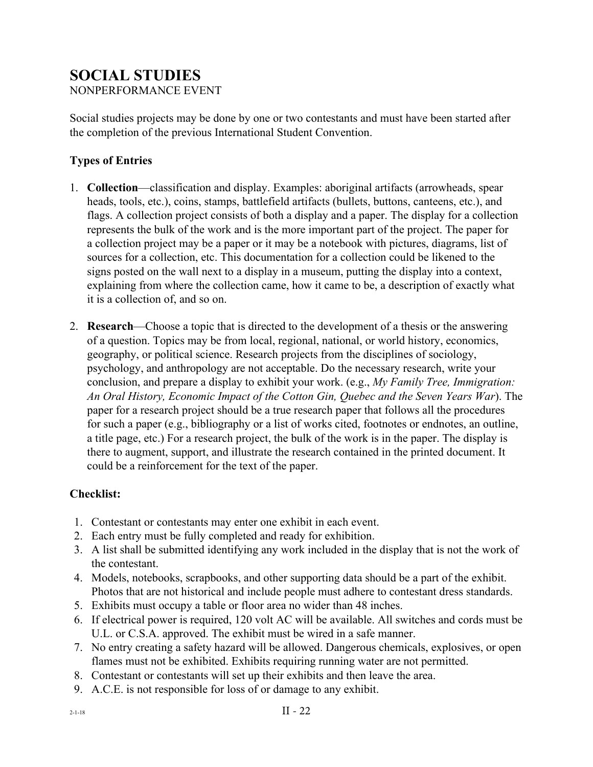# SOCIAL STUDIES

NONPERFORMANCE EVENT

Social studies projects may be done by one or two contestants and must have been started after the completion of the previous International Student Convention.

### Types of Entries

1. **Collection**—classification and display. Examples: aboriginal artifacts (arrowheads, spear heads, tools, etc.), coins, stamps, battlefield artifacts (bullets, buttons, canteens, etc.), and flags. A collection project consists of both a display and a paper. The display for a collection represents the bulk of the work and is the more important part of the project. The paper for a collection project may be a paper or it may be a notebook with pictures, diagrams, list of sources for a collection, etc. This documentation for a collection could be likened to the signs posted on the wall next to a display in a museum, putting the display into a context, explaining from where the collection came, how it came to be, a description of exactly what it is a collection of, and so on.

2. **Research**—Choose a topic that is directed to the development of a thesis or the answering of a question. Topics may be from local, regional, national, or world history, economics, geography, or political science. Research projects from the disciplines of sociology, psychology, and anthropology are not acceptable. Do the necessary research, write your conclusion, and prepare a display to exhibit your work. (e.g., *My Family Tree, Immigration: An Oral History, Economic Impact of the Cotton Gin, Quebec and the Seven Years War*). The paper for a research project should be a true research paper that follows all the procedures for such a paper (e.g., bibliography or a list of works cited, footnotes or endnotes, an outline, a title page, etc.) For a research project, the bulk of the work is in the paper. The display is there to augment, support, and illustrate the research contained in the printed document. It could be a reinforcement for the text of the paper.

### Checklist:

1. Contestant or contestants may enter one exhibit in each event.
2. Each entry must be fully completed and ready for exhibition.
3. A list shall be submitted identifying any work included in the display that is not the work of the contestant.
4. Models, notebooks, scrapbooks, and other supporting data should be a part of the exhibit. Photos that are not historical and include people must adhere to contestant dress standards.
5. Exhibits must occupy a table or floor area no wider than 48 inches.
6. If electrical power is required, 120 volt AC will be available. All switches and cords must be U.L. or C.S.A. approved. The exhibit must be wired in a safe manner.
7. No entry creating a safety hazard will be allowed. Dangerous chemicals, explosives, or open flames must not be exhibited. Exhibits requiring running water are not permitted.
8. Contestant or contestants will set up their exhibits and then leave the area.
9. A.C.E. is not responsible for loss of or damage to any exhibit.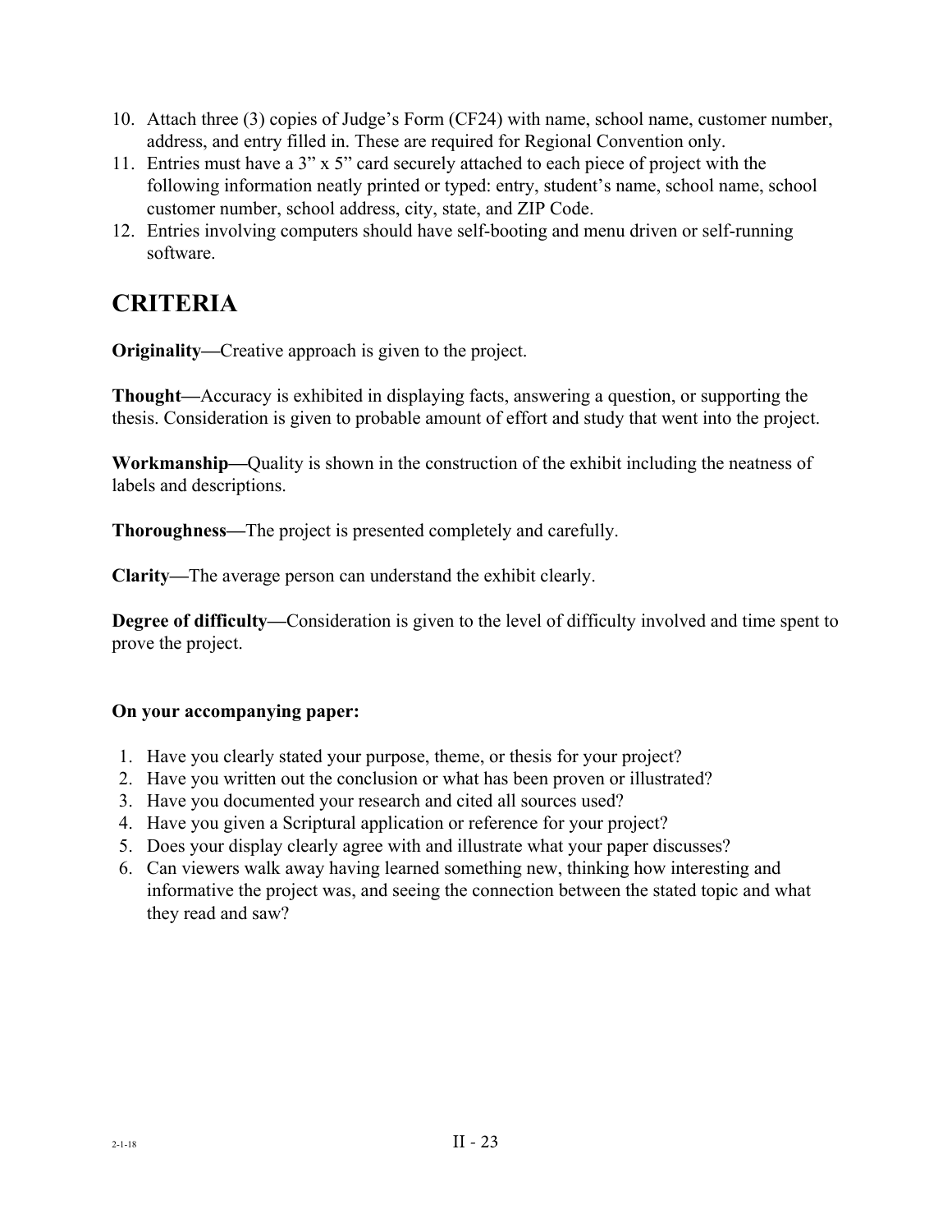10. Attach three (3) copies of Judge's Form (CF24) with name, school name, customer number, address, and entry filled in. These are required for Regional Convention only.
11. Entries must have a 3" x 5" card securely attached to each piece of project with the following information neatly printed or typed: entry, student's name, school name, school customer number, school address, city, state, and ZIP Code.
12. Entries involving computers should have self-booting and menu driven or self-running software.

# CRITERIA

**Originality—**Creative approach is given to the project.

**Thought—**Accuracy is exhibited in displaying facts, answering a question, or supporting the thesis. Consideration is given to probable amount of effort and study that went into the project.

**Workmanship—**Quality is shown in the construction of the exhibit including the neatness of labels and descriptions.

**Thoroughness—**The project is presented completely and carefully.

**Clarity—**The average person can understand the exhibit clearly.

**Degree of difficulty—**Consideration is given to the level of difficulty involved and time spent to prove the project.

**On your accompanying paper:**

1. Have you clearly stated your purpose, theme, or thesis for your project?
2. Have you written out the conclusion or what has been proven or illustrated?
3. Have you documented your research and cited all sources used?
4. Have you given a Scriptural application or reference for your project?
5. Does your display clearly agree with and illustrate what your paper discusses?
6. Can viewers walk away having learned something new, thinking how interesting and informative the project was, and seeing the connection between the stated topic and what they read and saw?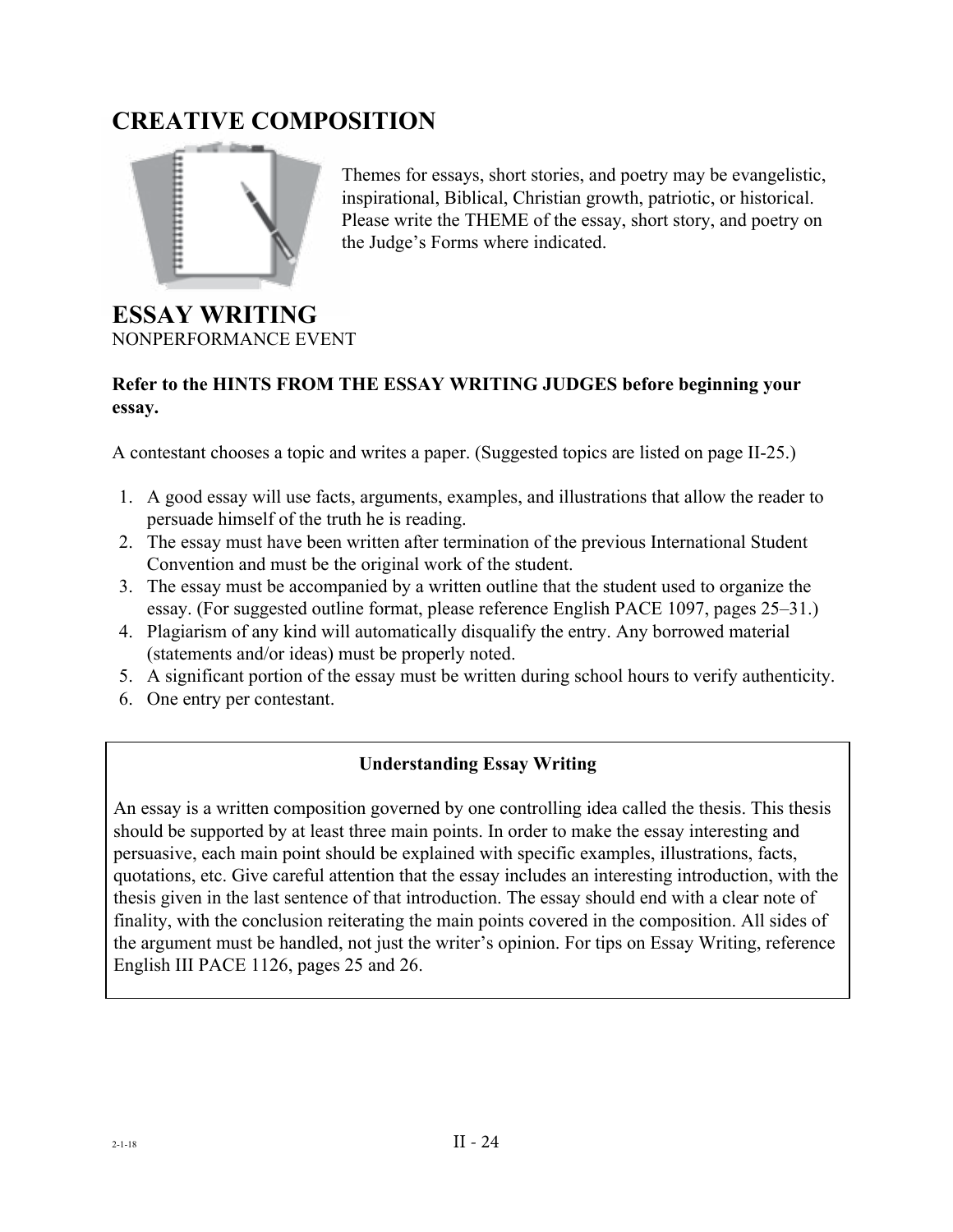# CREATIVE COMPOSITION

Themes for essays, short stories, and poetry may be evangelistic, inspirational, Biblical, Christian growth, patriotic, or historical. Please write the THEME of the essay, short story, and poetry on the Judge's Forms where indicated.

## ESSAY WRITING

NONPERFORMANCE EVENT

**Refer to the HINTS FROM THE ESSAY WRITING JUDGES before beginning your essay.**

A contestant chooses a topic and writes a paper. (Suggested topics are listed on page II-25.)

1. A good essay will use facts, arguments, examples, and illustrations that allow the reader to persuade himself of the truth he is reading.
2. The essay must have been written after termination of the previous International Student Convention and must be the original work of the student.
3. The essay must be accompanied by a written outline that the student used to organize the essay. (For suggested outline format, please reference English PACE 1097, pages 25–31.)
4. Plagiarism of any kind will automatically disqualify the entry. Any borrowed material (statements and/or ideas) must be properly noted.
5. A significant portion of the essay must be written during school hours to verify authenticity.
6. One entry per contestant.

**Understanding Essay Writing**

An essay is a written composition governed by one controlling idea called the thesis. This thesis should be supported by at least three main points. In order to make the essay interesting and persuasive, each main point should be explained with specific examples, illustrations, facts, quotations, etc. Give careful attention that the essay includes an interesting introduction, with the thesis given in the last sentence of that introduction. The essay should end with a clear note of finality, with the conclusion reiterating the main points covered in the composition. All sides of the argument must be handled, not just the writer's opinion. For tips on Essay Writing, reference English III PACE 1126, pages 25 and 26.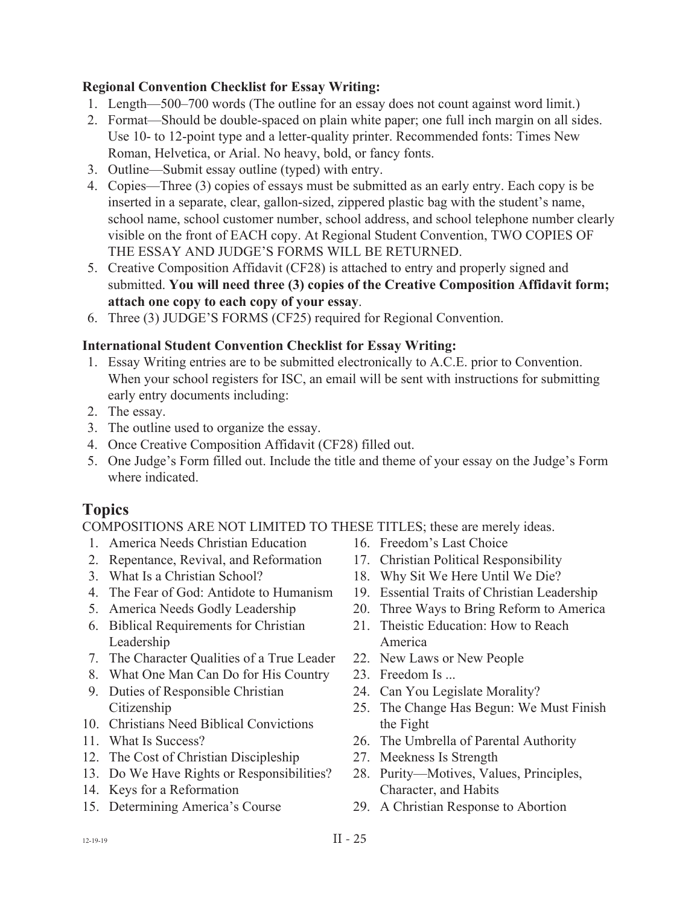**Regional Convention Checklist for Essay Writing:**

1. Length—500–700 words (The outline for an essay does not count against word limit.)
2. Format—Should be double-spaced on plain white paper; one full inch margin on all sides. Use 10- to 12-point type and a letter-quality printer. Recommended fonts: Times New Roman, Helvetica, or Arial. No heavy, bold, or fancy fonts.
3. Outline—Submit essay outline (typed) with entry.
4. Copies—Three (3) copies of essays must be submitted as an early entry. Each copy is be inserted in a separate, clear, gallon-sized, zippered plastic bag with the student's name, school name, school customer number, school address, and school telephone number clearly visible on the front of EACH copy. At Regional Student Convention, TWO COPIES OF THE ESSAY AND JUDGE'S FORMS WILL BE RETURNED.
5. Creative Composition Affidavit (CF28) is attached to entry and properly signed and submitted. **You will need three (3) copies of the Creative Composition Affidavit form; attach one copy to each copy of your essay**.
6. Three (3) JUDGE'S FORMS (CF25) required for Regional Convention.

**International Student Convention Checklist for Essay Writing:**

1. Essay Writing entries are to be submitted electronically to A.C.E. prior to Convention. When your school registers for ISC, an email will be sent with instructions for submitting early entry documents including:
2. The essay.
3. The outline used to organize the essay.
4. Once Creative Composition Affidavit (CF28) filled out.
5. One Judge's Form filled out. Include the title and theme of your essay on the Judge's Form where indicated.

## Topics

COMPOSITIONS ARE NOT LIMITED TO THESE TITLES; these are merely ideas.

1. America Needs Christian Education
2. Repentance, Revival, and Reformation
3. What Is a Christian School?
4. The Fear of God: Antidote to Humanism
5. America Needs Godly Leadership
6. Biblical Requirements for Christian Leadership
7. The Character Qualities of a True Leader
8. What One Man Can Do for His Country
9. Duties of Responsible Christian Citizenship
10. Christians Need Biblical Convictions
11. What Is Success?
12. The Cost of Christian Discipleship
13. Do We Have Rights or Responsibilities?
14. Keys for a Reformation
15. Determining America's Course
16. Freedom's Last Choice
17. Christian Political Responsibility
18. Why Sit We Here Until We Die?
19. Essential Traits of Christian Leadership
20. Three Ways to Bring Reform to America
21. Theistic Education: How to Reach America
22. New Laws or New People
23. Freedom Is ...
24. Can You Legislate Morality?
25. The Change Has Begun: We Must Finish the Fight
26. The Umbrella of Parental Authority
27. Meekness Is Strength
28. Purity—Motives, Values, Principles, Character, and Habits
29. A Christian Response to Abortion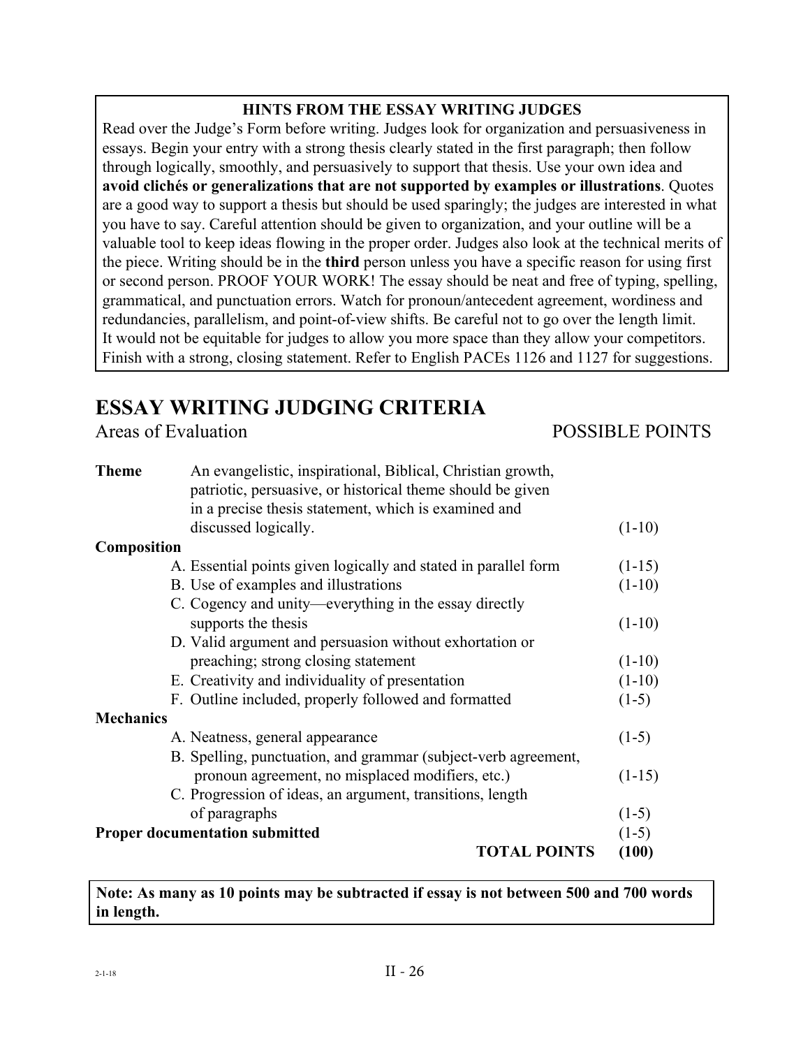**HINTS FROM THE ESSAY WRITING JUDGES**

Read over the Judge's Form before writing. Judges look for organization and persuasiveness in essays. Begin your entry with a strong thesis clearly stated in the first paragraph; then follow through logically, smoothly, and persuasively to support that thesis. Use your own idea and **avoid clichés or generalizations that are not supported by examples or illustrations**. Quotes are a good way to support a thesis but should be used sparingly; the judges are interested in what you have to say. Careful attention should be given to organization, and your outline will be a valuable tool to keep ideas flowing in the proper order. Judges also look at the technical merits of the piece. Writing should be in the **third** person unless you have a specific reason for using first or second person. PROOF YOUR WORK! The essay should be neat and free of typing, spelling, grammatical, and punctuation errors. Watch for pronoun/antecedent agreement, wordiness and redundancies, parallelism, and point-of-view shifts. Be careful not to go over the length limit. It would not be equitable for judges to allow you more space than they allow your competitors. Finish with a strong, closing statement. Refer to English PACEs 1126 and 1127 for suggestions.

# ESSAY WRITING JUDGING CRITERIA

| Areas of Evaluation | | POSSIBLE POINTS |
|---|---|---|
| **Theme** | An evangelistic, inspirational, Biblical, Christian growth, patriotic, persuasive, or historical theme should be given in a precise thesis statement, which is examined and discussed logically. | (1-10) |
| **Composition** | | |
| | A. Essential points given logically and stated in parallel form | (1-15) |
| | B. Use of examples and illustrations | (1-10) |
| | C. Cogency and unity—everything in the essay directly supports the thesis | (1-10) |
| | D. Valid argument and persuasion without exhortation or preaching; strong closing statement | (1-10) |
| | E. Creativity and individuality of presentation | (1-10) |
| | F. Outline included, properly followed and formatted | (1-5) |
| **Mechanics** | | |
| | A. Neatness, general appearance | (1-5) |
| | B. Spelling, punctuation, and grammar (subject-verb agreement, pronoun agreement, no misplaced modifiers, etc.) | (1-15) |
| | C. Progression of ideas, an argument, transitions, length of paragraphs | (1-5) |
| **Proper documentation submitted** | | (1-5) |
| | **TOTAL POINTS** | **(100)** |

**Note: As many as 10 points may be subtracted if essay is not between 500 and 700 words in length.**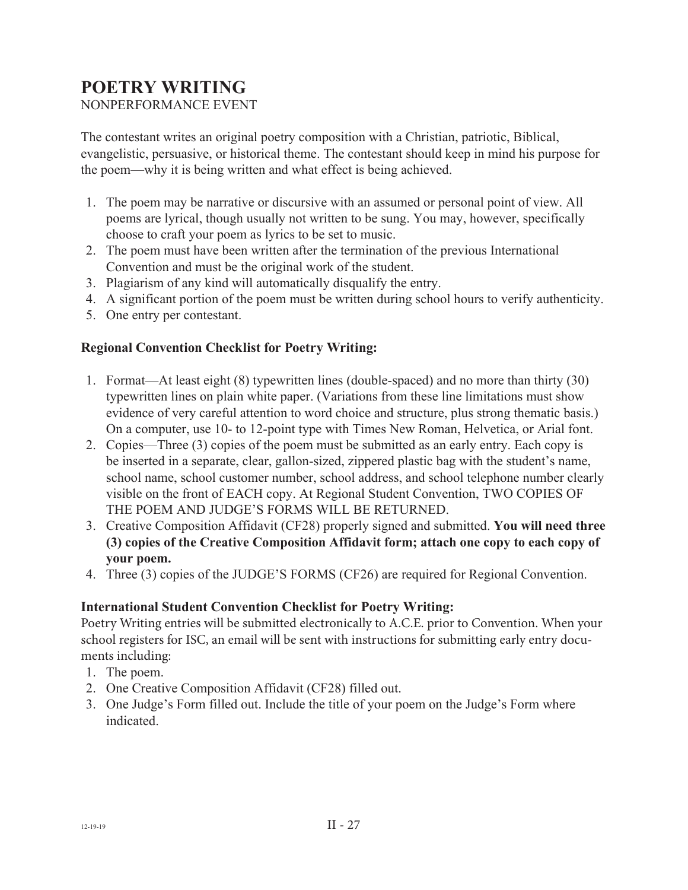# POETRY WRITING

NONPERFORMANCE EVENT

The contestant writes an original poetry composition with a Christian, patriotic, Biblical, evangelistic, persuasive, or historical theme. The contestant should keep in mind his purpose for the poem—why it is being written and what effect is being achieved.

1. The poem may be narrative or discursive with an assumed or personal point of view. All poems are lyrical, though usually not written to be sung. You may, however, specifically choose to craft your poem as lyrics to be set to music.
2. The poem must have been written after the termination of the previous International Convention and must be the original work of the student.
3. Plagiarism of any kind will automatically disqualify the entry.
4. A significant portion of the poem must be written during school hours to verify authenticity.
5. One entry per contestant.

### Regional Convention Checklist for Poetry Writing:

1. Format—At least eight (8) typewritten lines (double-spaced) and no more than thirty (30) typewritten lines on plain white paper. (Variations from these line limitations must show evidence of very careful attention to word choice and structure, plus strong thematic basis.) On a computer, use 10- to 12-point type with Times New Roman, Helvetica, or Arial font.
2. Copies—Three (3) copies of the poem must be submitted as an early entry. Each copy is be inserted in a separate, clear, gallon-sized, zippered plastic bag with the student's name, school name, school customer number, school address, and school telephone number clearly visible on the front of EACH copy. At Regional Student Convention, TWO COPIES OF THE POEM AND JUDGE'S FORMS WILL BE RETURNED.
3. Creative Composition Affidavit (CF28) properly signed and submitted. **You will need three (3) copies of the Creative Composition Affidavit form; attach one copy to each copy of your poem.**
4. Three (3) copies of the JUDGE'S FORMS (CF26) are required for Regional Convention.

### International Student Convention Checklist for Poetry Writing:

Poetry Writing entries will be submitted electronically to A.C.E. prior to Convention. When your school registers for ISC, an email will be sent with instructions for submitting early entry documents including:

1. The poem.
2. One Creative Composition Affidavit (CF28) filled out.
3. One Judge's Form filled out. Include the title of your poem on the Judge's Form where indicated.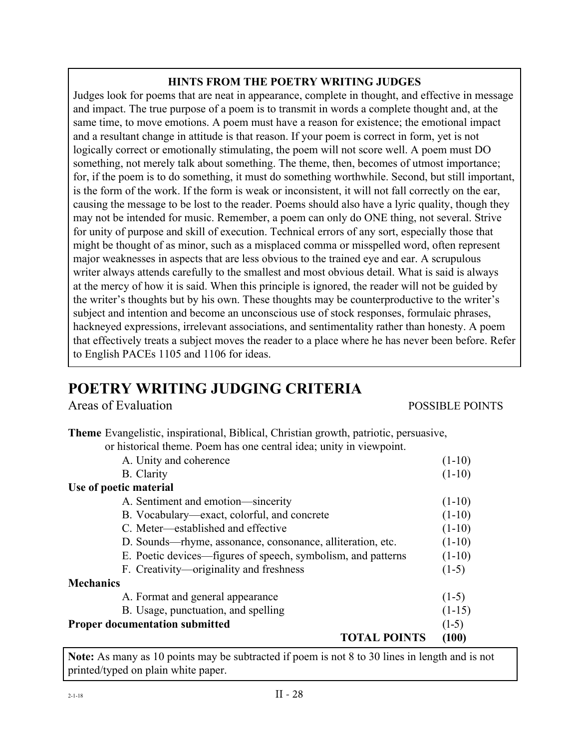### HINTS FROM THE POETRY WRITING JUDGES

Judges look for poems that are neat in appearance, complete in thought, and effective in message and impact. The true purpose of a poem is to transmit in words a complete thought and, at the same time, to move emotions. A poem must have a reason for existence; the emotional impact and a resultant change in attitude is that reason. If your poem is correct in form, yet is not logically correct or emotionally stimulating, the poem will not score well. A poem must DO something, not merely talk about something. The theme, then, becomes of utmost importance; for, if the poem is to do something, it must do something worthwhile. Second, but still important, is the form of the work. If the form is weak or inconsistent, it will not fall correctly on the ear, causing the message to be lost to the reader. Poems should also have a lyric quality, though they may not be intended for music. Remember, a poem can only do ONE thing, not several. Strive for unity of purpose and skill of execution. Technical errors of any sort, especially those that might be thought of as minor, such as a misplaced comma or misspelled word, often represent major weaknesses in aspects that are less obvious to the trained eye and ear. A scrupulous writer always attends carefully to the smallest and most obvious detail. What is said is always at the mercy of how it is said. When this principle is ignored, the reader will not be guided by the writer's thoughts but by his own. These thoughts may be counterproductive to the writer's subject and intention and become an unconscious use of stock responses, formulaic phrases, hackneyed expressions, irrelevant associations, and sentimentality rather than honesty. A poem that effectively treats a subject moves the reader to a place where he has never been before. Refer to English PACEs 1105 and 1106 for ideas.

## POETRY WRITING JUDGING CRITERIA

| Areas of Evaluation | POSSIBLE POINTS |
|---|---|
| **Theme** Evangelistic, inspirational, Biblical, Christian growth, patriotic, persuasive, or historical theme. Poem has one central idea; unity in viewpoint. | |
| A. Unity and coherence | (1-10) |
| B. Clarity | (1-10) |
| **Use of poetic material** | |
| A. Sentiment and emotion—sincerity | (1-10) |
| B. Vocabulary—exact, colorful, and concrete | (1-10) |
| C. Meter—established and effective | (1-10) |
| D. Sounds—rhyme, assonance, consonance, alliteration, etc. | (1-10) |
| E. Poetic devices—figures of speech, symbolism, and patterns | (1-10) |
| F. Creativity—originality and freshness | (1-5) |
| **Mechanics** | |
| A. Format and general appearance | (1-5) |
| B. Usage, punctuation, and spelling | (1-15) |
| **Proper documentation submitted** | (1-5) |
| **TOTAL POINTS** | **(100)** |

**Note:** As many as 10 points may be subtracted if poem is not 8 to 30 lines in length and is not printed/typed on plain white paper.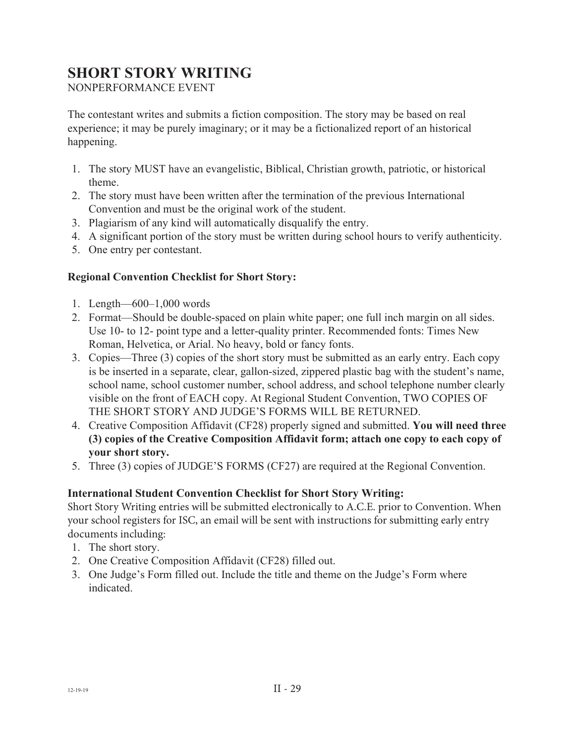# SHORT STORY WRITING

NONPERFORMANCE EVENT

The contestant writes and submits a fiction composition. The story may be based on real experience; it may be purely imaginary; or it may be a fictionalized report of an historical happening.

1. The story MUST have an evangelistic, Biblical, Christian growth, patriotic, or historical theme.
2. The story must have been written after the termination of the previous International Convention and must be the original work of the student.
3. Plagiarism of any kind will automatically disqualify the entry.
4. A significant portion of the story must be written during school hours to verify authenticity.
5. One entry per contestant.

### Regional Convention Checklist for Short Story:

1. Length—600–1,000 words
2. Format—Should be double-spaced on plain white paper; one full inch margin on all sides. Use 10- to 12- point type and a letter-quality printer. Recommended fonts: Times New Roman, Helvetica, or Arial. No heavy, bold or fancy fonts.
3. Copies—Three (3) copies of the short story must be submitted as an early entry. Each copy is be inserted in a separate, clear, gallon-sized, zippered plastic bag with the student's name, school name, school customer number, school address, and school telephone number clearly visible on the front of EACH copy. At Regional Student Convention, TWO COPIES OF THE SHORT STORY AND JUDGE'S FORMS WILL BE RETURNED.
4. Creative Composition Affidavit (CF28) properly signed and submitted. **You will need three (3) copies of the Creative Composition Affidavit form; attach one copy to each copy of your short story.**
5. Three (3) copies of JUDGE'S FORMS (CF27) are required at the Regional Convention.

### International Student Convention Checklist for Short Story Writing:

Short Story Writing entries will be submitted electronically to A.C.E. prior to Convention. When your school registers for ISC, an email will be sent with instructions for submitting early entry documents including:

1. The short story.
2. One Creative Composition Affidavit (CF28) filled out.
3. One Judge's Form filled out. Include the title and theme on the Judge's Form where indicated.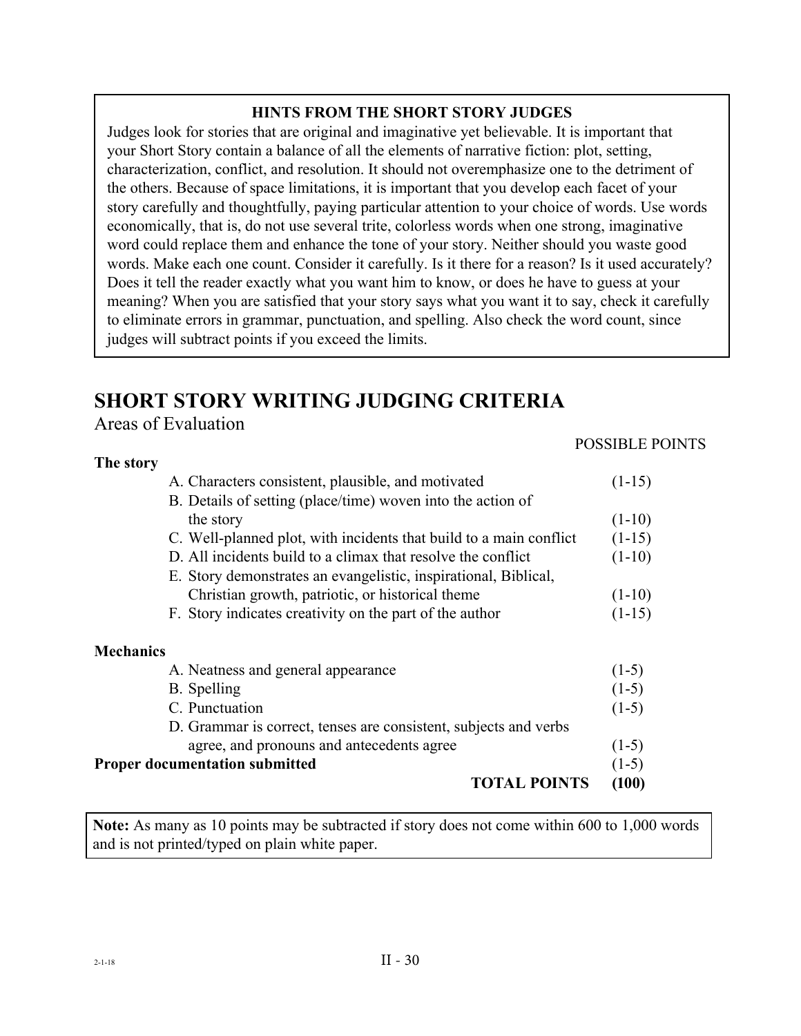**HINTS FROM THE SHORT STORY JUDGES**

Judges look for stories that are original and imaginative yet believable. It is important that your Short Story contain a balance of all the elements of narrative fiction: plot, setting, characterization, conflict, and resolution. It should not overemphasize one to the detriment of the others. Because of space limitations, it is important that you develop each facet of your story carefully and thoughtfully, paying particular attention to your choice of words. Use words economically, that is, do not use several trite, colorless words when one strong, imaginative word could replace them and enhance the tone of your story. Neither should you waste good words. Make each one count. Consider it carefully. Is it there for a reason? Is it used accurately? Does it tell the reader exactly what you want him to know, or does he have to guess at your meaning? When you are satisfied that your story says what you want it to say, check it carefully to eliminate errors in grammar, punctuation, and spelling. Also check the word count, since judges will subtract points if you exceed the limits.

# SHORT STORY WRITING JUDGING CRITERIA

Areas of Evaluation

| | POSSIBLE POINTS |
|---|---|
| **The story** | |
| A. Characters consistent, plausible, and motivated | (1-15) |
| B. Details of setting (place/time) woven into the action of the story | (1-10) |
| C. Well-planned plot, with incidents that build to a main conflict | (1-15) |
| D. All incidents build to a climax that resolve the conflict | (1-10) |
| E. Story demonstrates an evangelistic, inspirational, Biblical, Christian growth, patriotic, or historical theme | (1-10) |
| F. Story indicates creativity on the part of the author | (1-15) |
| **Mechanics** | |
| A. Neatness and general appearance | (1-5) |
| B. Spelling | (1-5) |
| C. Punctuation | (1-5) |
| D. Grammar is correct, tenses are consistent, subjects and verbs agree, and pronouns and antecedents agree | (1-5) |
| **Proper documentation submitted** | (1-5) |
| **TOTAL POINTS** | **(100)** |

**Note:** As many as 10 points may be subtracted if story does not come within 600 to 1,000 words and is not printed/typed on plain white paper.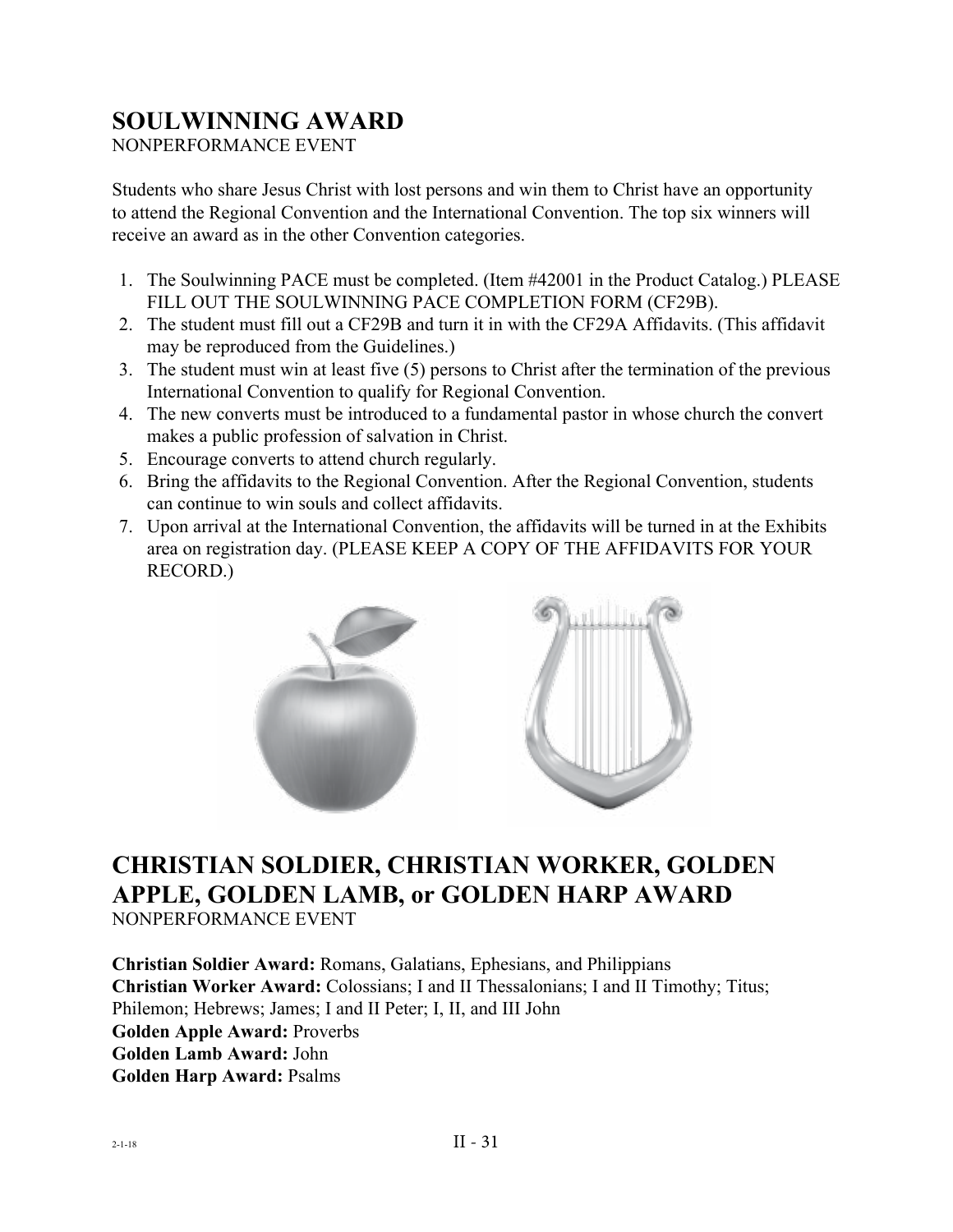## SOULWINNING AWARD

NONPERFORMANCE EVENT

Students who share Jesus Christ with lost persons and win them to Christ have an opportunity to attend the Regional Convention and the International Convention. The top six winners will receive an award as in the other Convention categories.

1. The Soulwinning PACE must be completed. (Item #42001 in the Product Catalog.) PLEASE FILL OUT THE SOULWINNING PACE COMPLETION FORM (CF29B).
2. The student must fill out a CF29B and turn it in with the CF29A Affidavits. (This affidavit may be reproduced from the Guidelines.)
3. The student must win at least five (5) persons to Christ after the termination of the previous International Convention to qualify for Regional Convention.
4. The new converts must be introduced to a fundamental pastor in whose church the convert makes a public profession of salvation in Christ.
5. Encourage converts to attend church regularly.
6. Bring the affidavits to the Regional Convention. After the Regional Convention, students can continue to win souls and collect affidavits.
7. Upon arrival at the International Convention, the affidavits will be turned in at the Exhibits area on registration day. (PLEASE KEEP A COPY OF THE AFFIDAVITS FOR YOUR RECORD.)

## CHRISTIAN SOLDIER, CHRISTIAN WORKER, GOLDEN APPLE, GOLDEN LAMB, or GOLDEN HARP AWARD

NONPERFORMANCE EVENT

**Christian Soldier Award:** Romans, Galatians, Ephesians, and Philippians
**Christian Worker Award:** Colossians; I and II Thessalonians; I and II Timothy; Titus; Philemon; Hebrews; James; I and II Peter; I, II, and III John
**Golden Apple Award:** Proverbs
**Golden Lamb Award:** John
**Golden Harp Award:** Psalms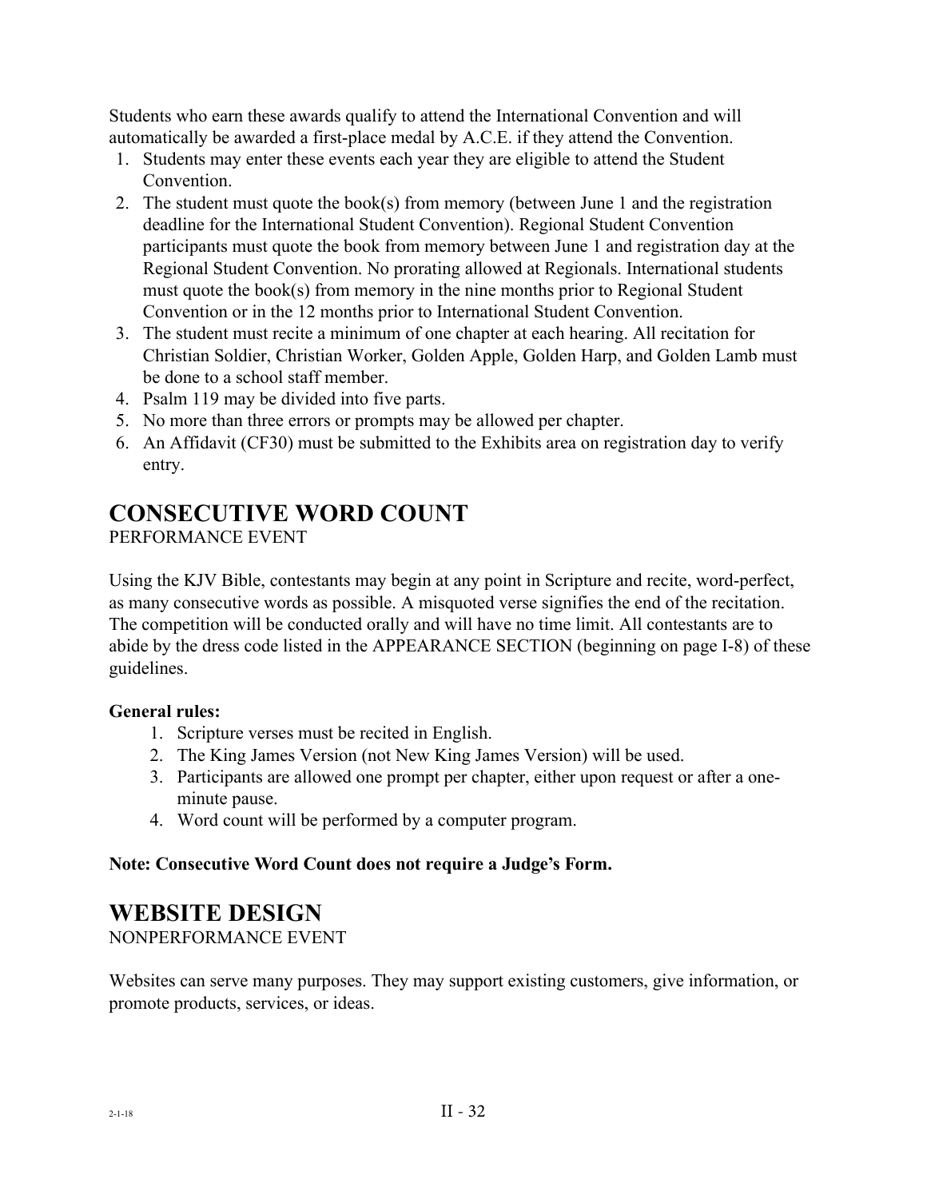Students who earn these awards qualify to attend the International Convention and will automatically be awarded a first-place medal by A.C.E. if they attend the Convention.

1. Students may enter these events each year they are eligible to attend the Student Convention.
2. The student must quote the book(s) from memory (between June 1 and the registration deadline for the International Student Convention). Regional Student Convention participants must quote the book from memory between June 1 and registration day at the Regional Student Convention. No prorating allowed at Regionals. International students must quote the book(s) from memory in the nine months prior to Regional Student Convention or in the 12 months prior to International Student Convention.
3. The student must recite a minimum of one chapter at each hearing. All recitation for Christian Soldier, Christian Worker, Golden Apple, Golden Harp, and Golden Lamb must be done to a school staff member.
4. Psalm 119 may be divided into five parts.
5. No more than three errors or prompts may be allowed per chapter.
6. An Affidavit (CF30) must be submitted to the Exhibits area on registration day to verify entry.

# CONSECUTIVE WORD COUNT

PERFORMANCE EVENT

Using the KJV Bible, contestants may begin at any point in Scripture and recite, word-perfect, as many consecutive words as possible. A misquoted verse signifies the end of the recitation. The competition will be conducted orally and will have no time limit. All contestants are to abide by the dress code listed in the APPEARANCE SECTION (beginning on page I-8) of these guidelines.

**General rules:**

1. Scripture verses must be recited in English.
2. The King James Version (not New King James Version) will be used.
3. Participants are allowed one prompt per chapter, either upon request or after a one-minute pause.
4. Word count will be performed by a computer program.

**Note: Consecutive Word Count does not require a Judge's Form.**

# WEBSITE DESIGN

NONPERFORMANCE EVENT

Websites can serve many purposes. They may support existing customers, give information, or promote products, services, or ideas.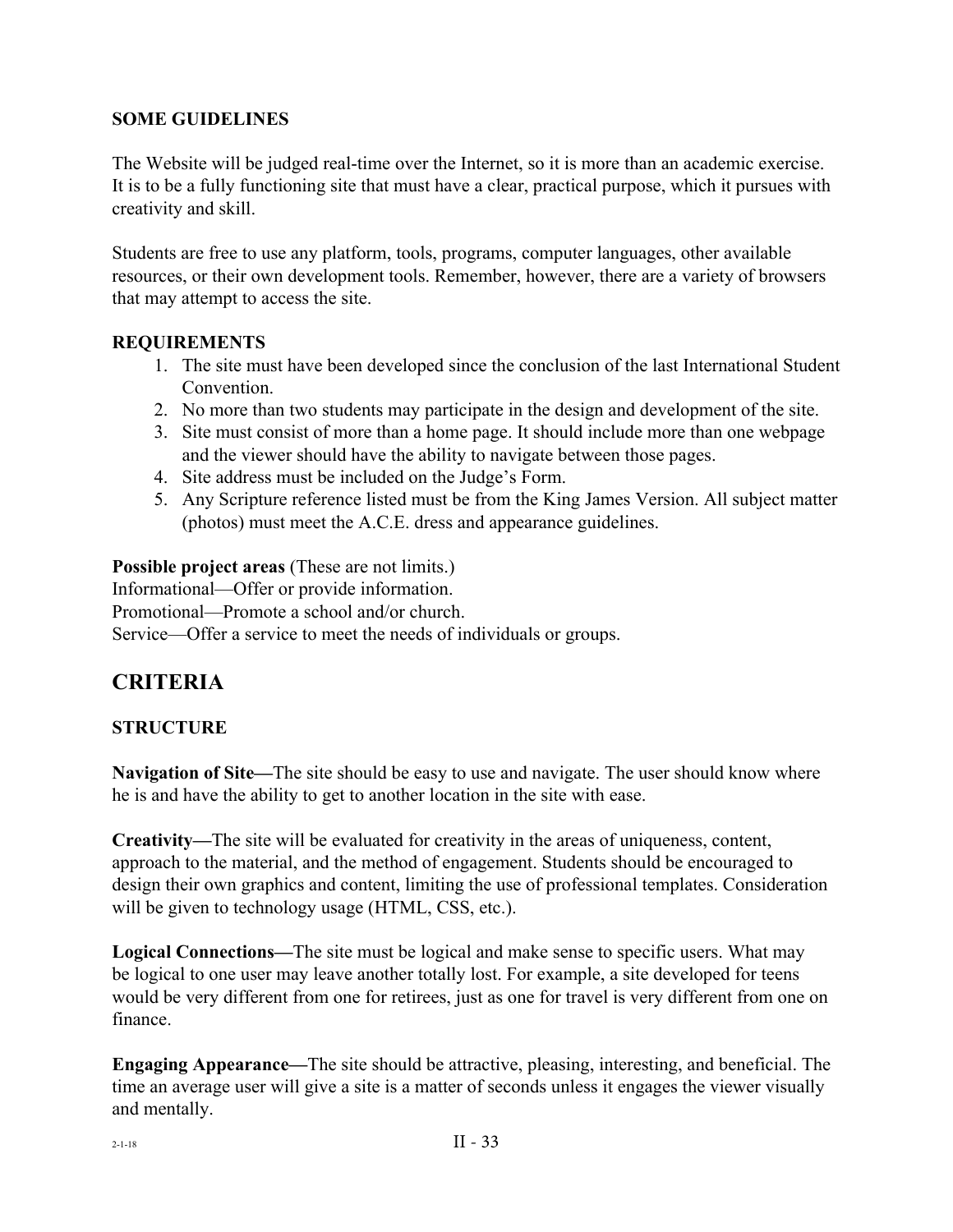### SOME GUIDELINES

The Website will be judged real-time over the Internet, so it is more than an academic exercise. It is to be a fully functioning site that must have a clear, practical purpose, which it pursues with creativity and skill.

Students are free to use any platform, tools, programs, computer languages, other available resources, or their own development tools. Remember, however, there are a variety of browsers that may attempt to access the site.

### REQUIREMENTS

1. The site must have been developed since the conclusion of the last International Student Convention.
2. No more than two students may participate in the design and development of the site.
3. Site must consist of more than a home page. It should include more than one webpage and the viewer should have the ability to navigate between those pages.
4. Site address must be included on the Judge's Form.
5. Any Scripture reference listed must be from the King James Version. All subject matter (photos) must meet the A.C.E. dress and appearance guidelines.

**Possible project areas** (These are not limits.)
Informational—Offer or provide information.
Promotional—Promote a school and/or church.
Service—Offer a service to meet the needs of individuals or groups.

## CRITERIA

### STRUCTURE

**Navigation of Site—**The site should be easy to use and navigate. The user should know where he is and have the ability to get to another location in the site with ease.

**Creativity—**The site will be evaluated for creativity in the areas of uniqueness, content, approach to the material, and the method of engagement. Students should be encouraged to design their own graphics and content, limiting the use of professional templates. Consideration will be given to technology usage (HTML, CSS, etc.).

**Logical Connections—**The site must be logical and make sense to specific users. What may be logical to one user may leave another totally lost. For example, a site developed for teens would be very different from one for retirees, just as one for travel is very different from one on finance.

**Engaging Appearance—**The site should be attractive, pleasing, interesting, and beneficial. The time an average user will give a site is a matter of seconds unless it engages the viewer visually and mentally.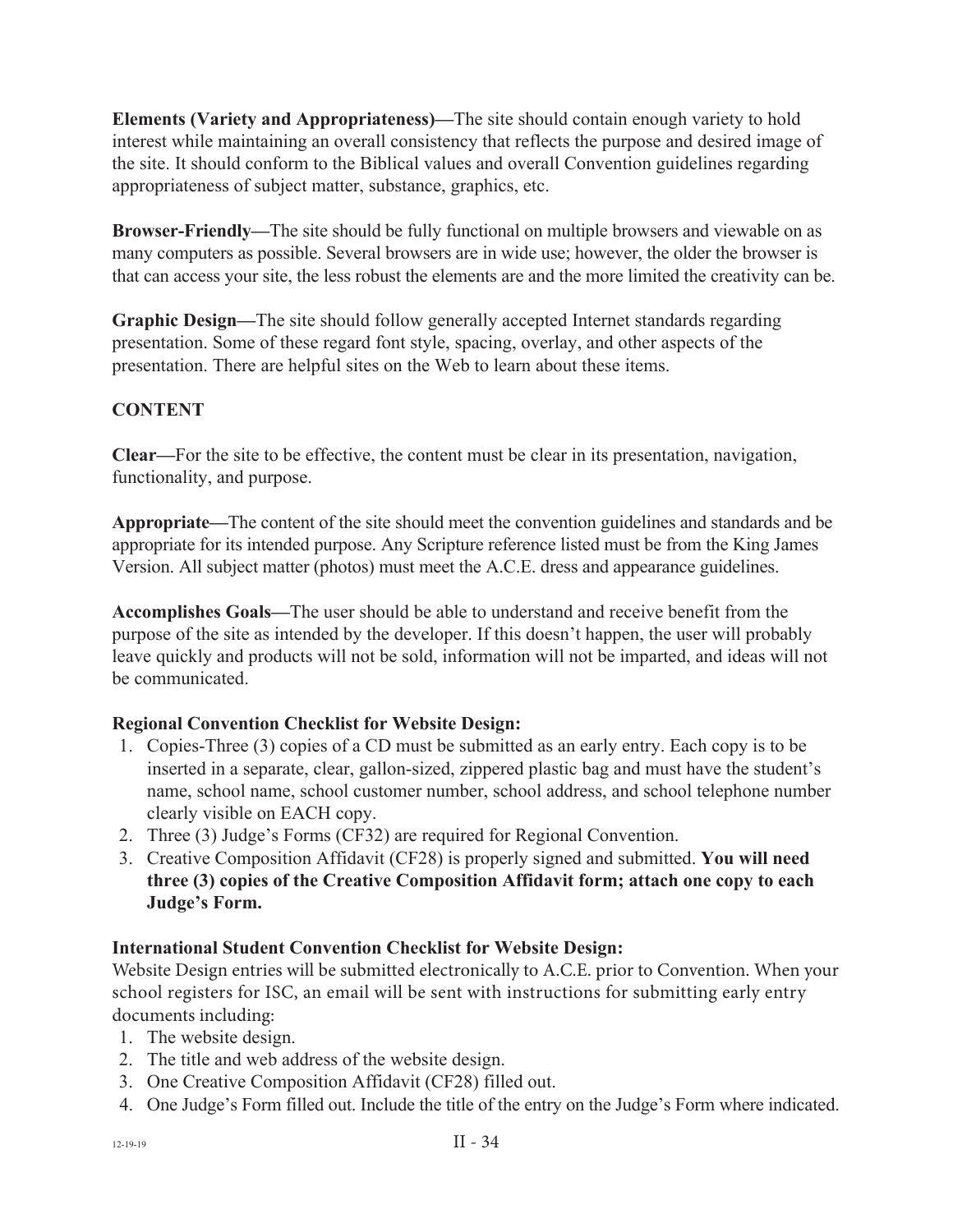**Elements (Variety and Appropriateness)—**The site should contain enough variety to hold interest while maintaining an overall consistency that reflects the purpose and desired image of the site. It should conform to the Biblical values and overall Convention guidelines regarding appropriateness of subject matter, substance, graphics, etc.

**Browser-Friendly—**The site should be fully functional on multiple browsers and viewable on as many computers as possible. Several browsers are in wide use; however, the older the browser is that can access your site, the less robust the elements are and the more limited the creativity can be.

**Graphic Design—**The site should follow generally accepted Internet standards regarding presentation. Some of these regard font style, spacing, overlay, and other aspects of the presentation. There are helpful sites on the Web to learn about these items.

**CONTENT**

**Clear—**For the site to be effective, the content must be clear in its presentation, navigation, functionality, and purpose.

**Appropriate—**The content of the site should meet the convention guidelines and standards and be appropriate for its intended purpose. Any Scripture reference listed must be from the King James Version. All subject matter (photos) must meet the A.C.E. dress and appearance guidelines.

**Accomplishes Goals—**The user should be able to understand and receive benefit from the purpose of the site as intended by the developer. If this doesn't happen, the user will probably leave quickly and products will not be sold, information will not be imparted, and ideas will not be communicated.

**Regional Convention Checklist for Website Design:**

1. Copies-Three (3) copies of a CD must be submitted as an early entry. Each copy is to be inserted in a separate, clear, gallon-sized, zippered plastic bag and must have the student's name, school name, school customer number, school address, and school telephone number clearly visible on EACH copy.
2. Three (3) Judge's Forms (CF32) are required for Regional Convention.
3. Creative Composition Affidavit (CF28) is properly signed and submitted. **You will need three (3) copies of the Creative Composition Affidavit form; attach one copy to each Judge's Form.**

**International Student Convention Checklist for Website Design:**

Website Design entries will be submitted electronically to A.C.E. prior to Convention. When your school registers for ISC, an email will be sent with instructions for submitting early entry documents including:

1. The website design.
2. The title and web address of the website design.
3. One Creative Composition Affidavit (CF28) filled out.
4. One Judge's Form filled out. Include the title of the entry on the Judge's Form where indicated.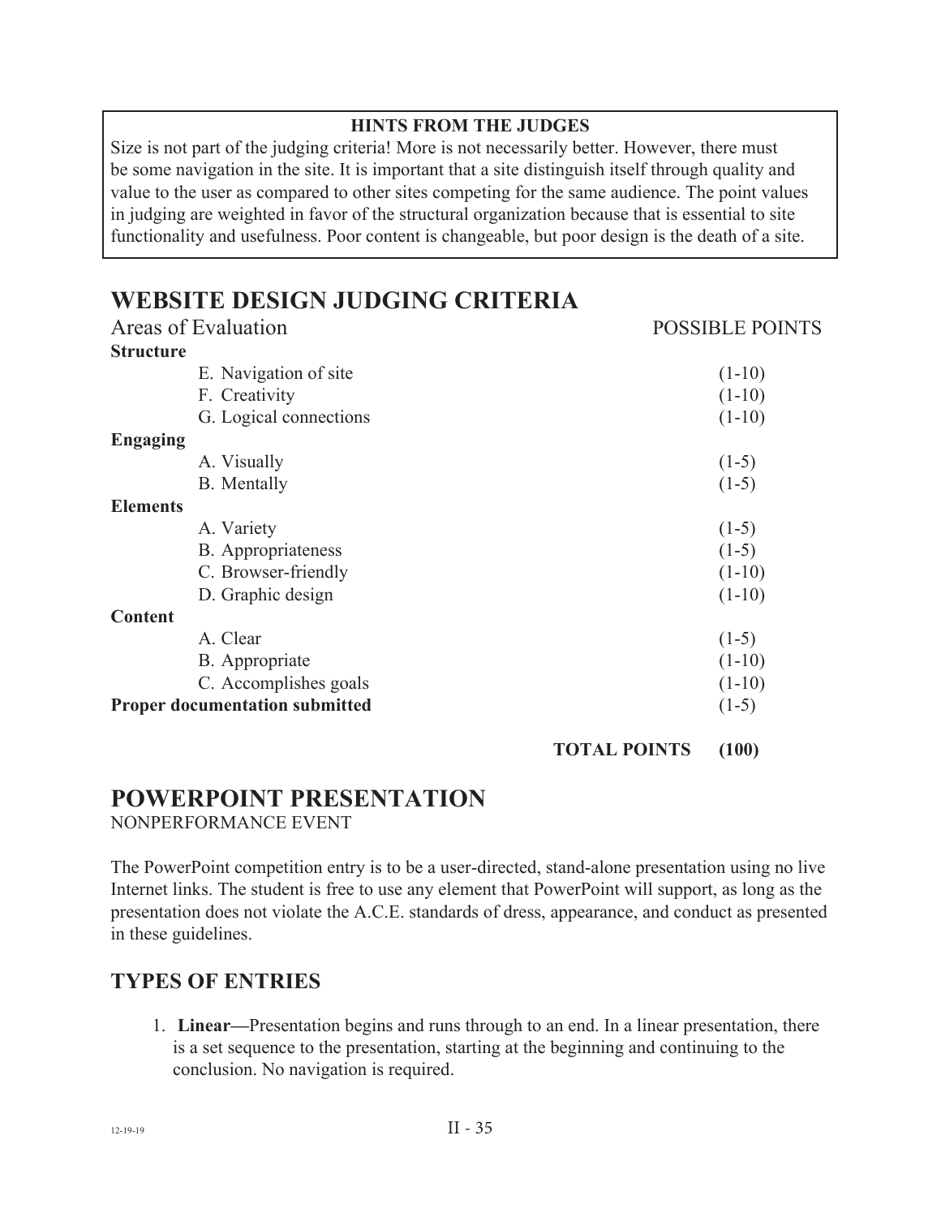**HINTS FROM THE JUDGES**

Size is not part of the judging criteria! More is not necessarily better. However, there must be some navigation in the site. It is important that a site distinguish itself through quality and value to the user as compared to other sites competing for the same audience. The point values in judging are weighted in favor of the structural organization because that is essential to site functionality and usefulness. Poor content is changeable, but poor design is the death of a site.

# WEBSITE DESIGN JUDGING CRITERIA

| Areas of Evaluation | POSSIBLE POINTS |
|---|---|
| **Structure** | |
| E. Navigation of site | (1-10) |
| F. Creativity | (1-10) |
| G. Logical connections | (1-10) |
| **Engaging** | |
| A. Visually | (1-5) |
| B. Mentally | (1-5) |
| **Elements** | |
| A. Variety | (1-5) |
| B. Appropriateness | (1-5) |
| C. Browser-friendly | (1-10) |
| D. Graphic design | (1-10) |
| **Content** | |
| A. Clear | (1-5) |
| B. Appropriate | (1-10) |
| C. Accomplishes goals | (1-10) |
| **Proper documentation submitted** | (1-5) |
| **TOTAL POINTS** | **(100)** |

# POWERPOINT PRESENTATION

NONPERFORMANCE EVENT

The PowerPoint competition entry is to be a user-directed, stand-alone presentation using no live Internet links. The student is free to use any element that PowerPoint will support, as long as the presentation does not violate the A.C.E. standards of dress, appearance, and conduct as presented in these guidelines.

## TYPES OF ENTRIES

1. **Linear—**Presentation begins and runs through to an end. In a linear presentation, there is a set sequence to the presentation, starting at the beginning and continuing to the conclusion. No navigation is required.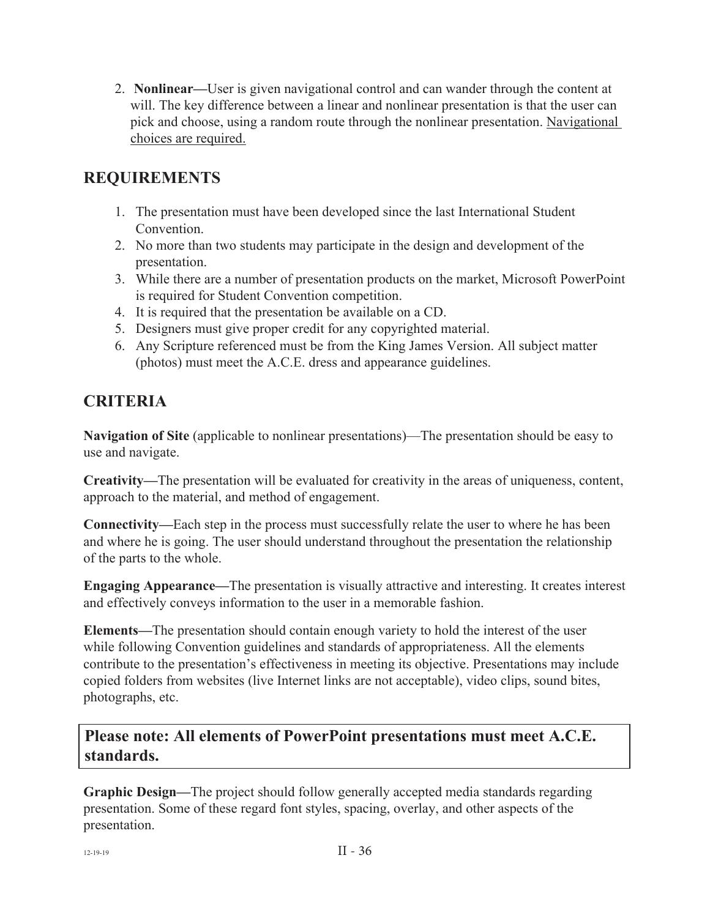2. **Nonlinear—**User is given navigational control and can wander through the content at will. The key difference between a linear and nonlinear presentation is that the user can pick and choose, using a random route through the nonlinear presentation. <u>Navigational choices are required.</u>

## REQUIREMENTS

1. The presentation must have been developed since the last International Student Convention.
2. No more than two students may participate in the design and development of the presentation.
3. While there are a number of presentation products on the market, Microsoft PowerPoint is required for Student Convention competition.
4. It is required that the presentation be available on a CD.
5. Designers must give proper credit for any copyrighted material.
6. Any Scripture referenced must be from the King James Version. All subject matter (photos) must meet the A.C.E. dress and appearance guidelines.

## CRITERIA

**Navigation of Site** (applicable to nonlinear presentations)—The presentation should be easy to use and navigate.

**Creativity—**The presentation will be evaluated for creativity in the areas of uniqueness, content, approach to the material, and method of engagement.

**Connectivity—**Each step in the process must successfully relate the user to where he has been and where he is going. The user should understand throughout the presentation the relationship of the parts to the whole.

**Engaging Appearance—**The presentation is visually attractive and interesting. It creates interest and effectively conveys information to the user in a memorable fashion.

**Elements—**The presentation should contain enough variety to hold the interest of the user while following Convention guidelines and standards of appropriateness. All the elements contribute to the presentation's effectiveness in meeting its objective. Presentations may include copied folders from websites (live Internet links are not acceptable), video clips, sound bites, photographs, etc.

**Please note: All elements of PowerPoint presentations must meet A.C.E. standards.**

**Graphic Design—**The project should follow generally accepted media standards regarding presentation. Some of these regard font styles, spacing, overlay, and other aspects of the presentation.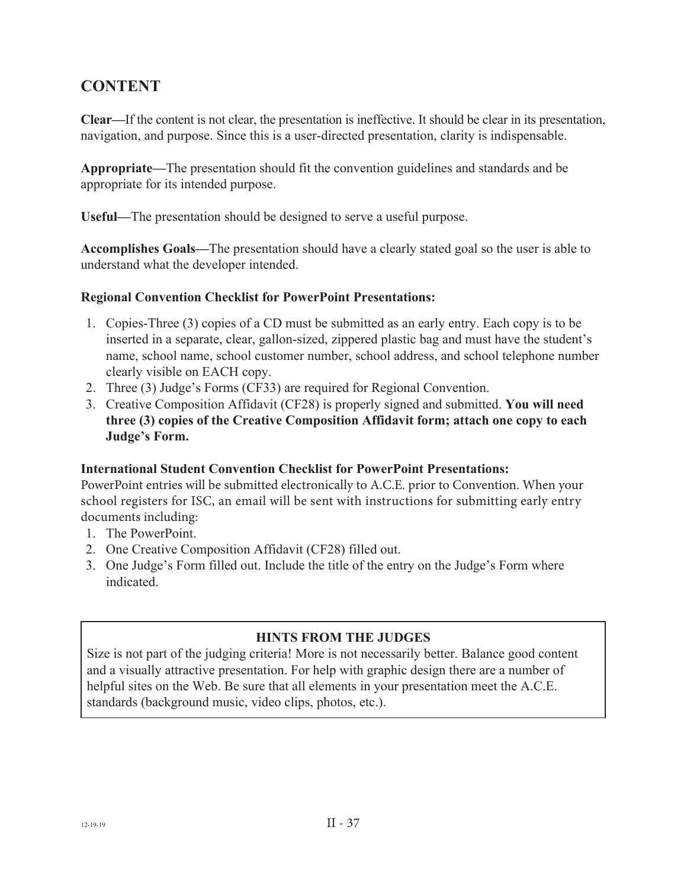## CONTENT

**Clear—**If the content is not clear, the presentation is ineffective. It should be clear in its presentation, navigation, and purpose. Since this is a user-directed presentation, clarity is indispensable.

**Appropriate—**The presentation should fit the convention guidelines and standards and be appropriate for its intended purpose.

**Useful—**The presentation should be designed to serve a useful purpose.

**Accomplishes Goals—**The presentation should have a clearly stated goal so the user is able to understand what the developer intended.

**Regional Convention Checklist for PowerPoint Presentations:**

1. Copies-Three (3) copies of a CD must be submitted as an early entry. Each copy is to be inserted in a separate, clear, gallon-sized, zippered plastic bag and must have the student's name, school name, school customer number, school address, and school telephone number clearly visible on EACH copy.
2. Three (3) Judge's Forms (CF33) are required for Regional Convention.
3. Creative Composition Affidavit (CF28) is properly signed and submitted. **You will need three (3) copies of the Creative Composition Affidavit form; attach one copy to each Judge's Form.**

**International Student Convention Checklist for PowerPoint Presentations:**

PowerPoint entries will be submitted electronically to A.C.E. prior to Convention. When your school registers for ISC, an email will be sent with instructions for submitting early entry documents including:

1. The PowerPoint.
2. One Creative Composition Affidavit (CF28) filled out.
3. One Judge's Form filled out. Include the title of the entry on the Judge's Form where indicated.

**HINTS FROM THE JUDGES**

Size is not part of the judging criteria! More is not necessarily better. Balance good content and a visually attractive presentation. For help with graphic design there are a number of helpful sites on the Web. Be sure that all elements in your presentation meet the A.C.E. standards (background music, video clips, photos, etc.).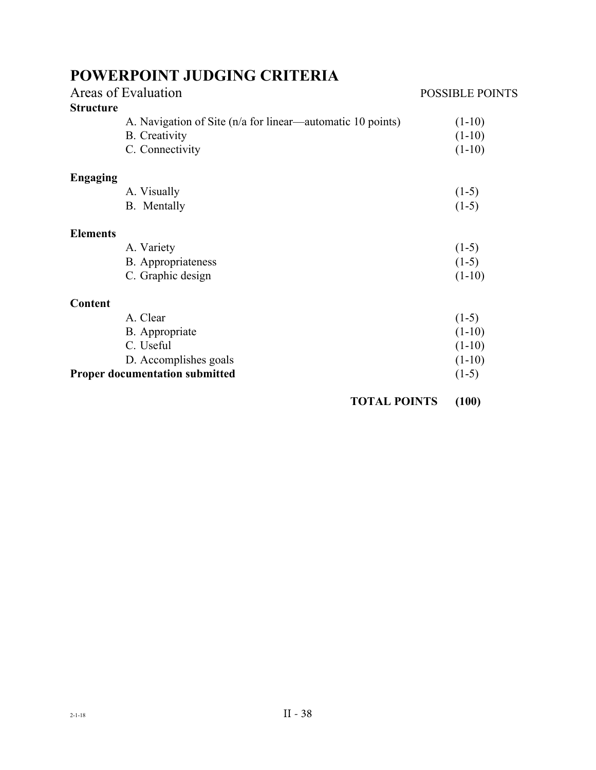# POWERPOINT JUDGING CRITERIA

| Areas of Evaluation | | POSSIBLE POINTS |
|---|---|---|
| **Structure** | | |
| | A. Navigation of Site (n/a for linear—automatic 10 points) | (1-10) |
| | B. Creativity | (1-10) |
| | C. Connectivity | (1-10) |
| **Engaging** | | |
| | A. Visually | (1-5) |
| | B. Mentally | (1-5) |
| **Elements** | | |
| | A. Variety | (1-5) |
| | B. Appropriateness | (1-5) |
| | C. Graphic design | (1-10) |
| **Content** | | |
| | A. Clear | (1-5) |
| | B. Appropriate | (1-10) |
| | C. Useful | (1-10) |
| | D. Accomplishes goals | (1-10) |
| **Proper documentation submitted** | | (1-5) |
| | **TOTAL POINTS** | **(100)** |

2-1-18